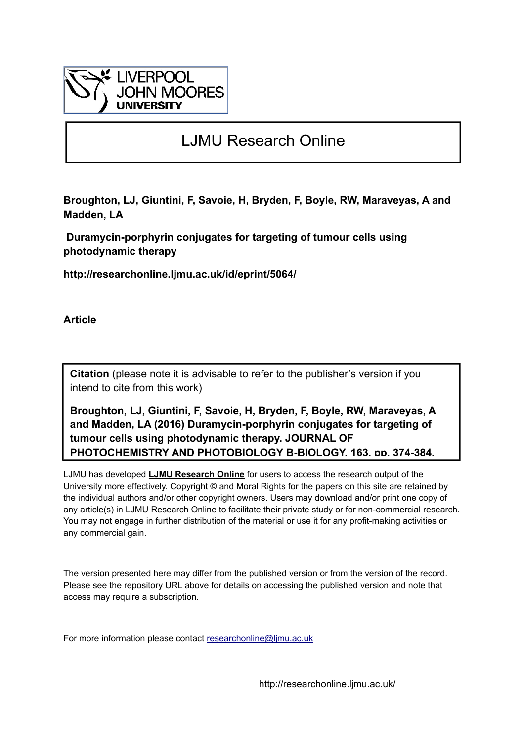LIVERPOOL JOHN MOORES UNIVERSITY

# LJMU Research Online

**Broughton, LJ, Giuntini, F, Savoie, H, Bryden, F, Boyle, RW, Maraveyas, A and Madden, LA**

**Duramycin-porphyrin conjugates for targeting of tumour cells using photodynamic therapy**

**http://researchonline.ljmu.ac.uk/id/eprint/5064/**

**Article**

**Citation** (please note it is advisable to refer to the publisher's version if you intend to cite from this work)

**Broughton, LJ, Giuntini, F, Savoie, H, Bryden, F, Boyle, RW, Maraveyas, A and Madden, LA (2016) Duramycin-porphyrin conjugates for targeting of tumour cells using photodynamic therapy. JOURNAL OF PHOTOCHEMISTRY AND PHOTOBIOLOGY B-BIOLOGY, 163. pp. 374-384.**

LJMU has developed **LJMU Research Online** for users to access the research output of the University more effectively. Copyright © and Moral Rights for the papers on this site are retained by the individual authors and/or other copyright owners. Users may download and/or print one copy of any article(s) in LJMU Research Online to facilitate their private study or for non-commercial research. You may not engage in further distribution of the material or use it for any profit-making activities or any commercial gain.

The version presented here may differ from the published version or from the version of the record. Please see the repository URL above for details on accessing the published version and note that access may require a subscription.

For more information please contact researchonline@ljmu.ac.uk

http://researchonline.ljmu.ac.uk/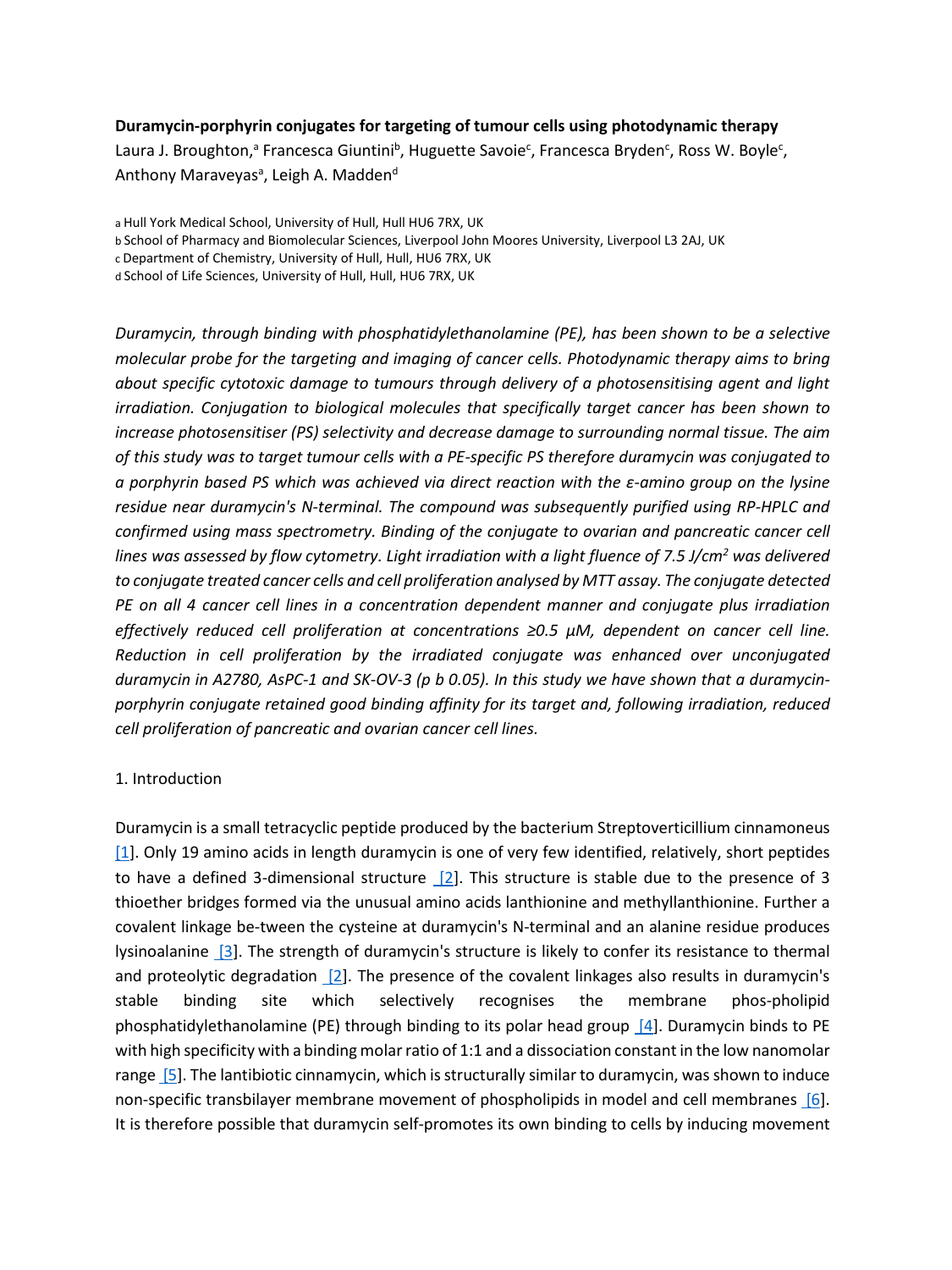**Duramycin-porphyrin conjugates for targeting of tumour cells using photodynamic therapy**

Laura J. Broughton,[a] Francesca Giuntini[b], Huguette Savoie[c], Francesca Bryden[c], Ross W. Boyle[c], Anthony Maraveyas[a], Leigh A. Madden[d]

[a] Hull York Medical School, University of Hull, Hull HU6 7RX, UK
[b] School of Pharmacy and Biomolecular Sciences, Liverpool John Moores University, Liverpool L3 2AJ, UK
[c] Department of Chemistry, University of Hull, Hull, HU6 7RX, UK
[d] School of Life Sciences, University of Hull, Hull, HU6 7RX, UK

*Duramycin, through binding with phosphatidylethanolamine (PE), has been shown to be a selective molecular probe for the targeting and imaging of cancer cells. Photodynamic therapy aims to bring about specific cytotoxic damage to tumours through delivery of a photosensitising agent and light irradiation. Conjugation to biological molecules that specifically target cancer has been shown to increase photosensitiser (PS) selectivity and decrease damage to surrounding normal tissue. The aim of this study was to target tumour cells with a PE-specific PS therefore duramycin was conjugated to a porphyrin based PS which was achieved via direct reaction with the ε-amino group on the lysine residue near duramycin's N-terminal. The compound was subsequently purified using RP-HPLC and confirmed using mass spectrometry. Binding of the conjugate to ovarian and pancreatic cancer cell lines was assessed by flow cytometry. Light irradiation with a light fluence of 7.5 J/cm$^2$ was delivered to conjugate treated cancer cells and cell proliferation analysed by MTT assay. The conjugate detected PE on all 4 cancer cell lines in a concentration dependent manner and conjugate plus irradiation effectively reduced cell proliferation at concentrations ≥0.5 μM, dependent on cancer cell line. Reduction in cell proliferation by the irradiated conjugate was enhanced over unconjugated duramycin in A2780, AsPC-1 and SK-OV-3 (p b 0.05). In this study we have shown that a duramycin-porphyrin conjugate retained good binding affinity for its target and, following irradiation, reduced cell proliferation of pancreatic and ovarian cancer cell lines.*

## 1. Introduction

Duramycin is a small tetracyclic peptide produced by the bacterium Streptoverticillium cinnamoneus [1]. Only 19 amino acids in length duramycin is one of very few identified, relatively, short peptides to have a defined 3-dimensional structure [2]. This structure is stable due to the presence of 3 thioether bridges formed via the unusual amino acids lanthionine and methyllanthionine. Further a covalent linkage be-tween the cysteine at duramycin's N-terminal and an alanine residue produces lysinoalanine [3]. The strength of duramycin's structure is likely to confer its resistance to thermal and proteolytic degradation [2]. The presence of the covalent linkages also results in duramycin's stable binding site which selectively recognises the membrane phos-pholipid phosphatidylethanolamine (PE) through binding to its polar head group [4]. Duramycin binds to PE with high specificity with a binding molar ratio of 1:1 and a dissociation constant in the low nanomolar range [5]. The lantibiotic cinnamycin, which is structurally similar to duramycin, was shown to induce non-specific transbilayer membrane movement of phospholipids in model and cell membranes [6]. It is therefore possible that duramycin self-promotes its own binding to cells by inducing movement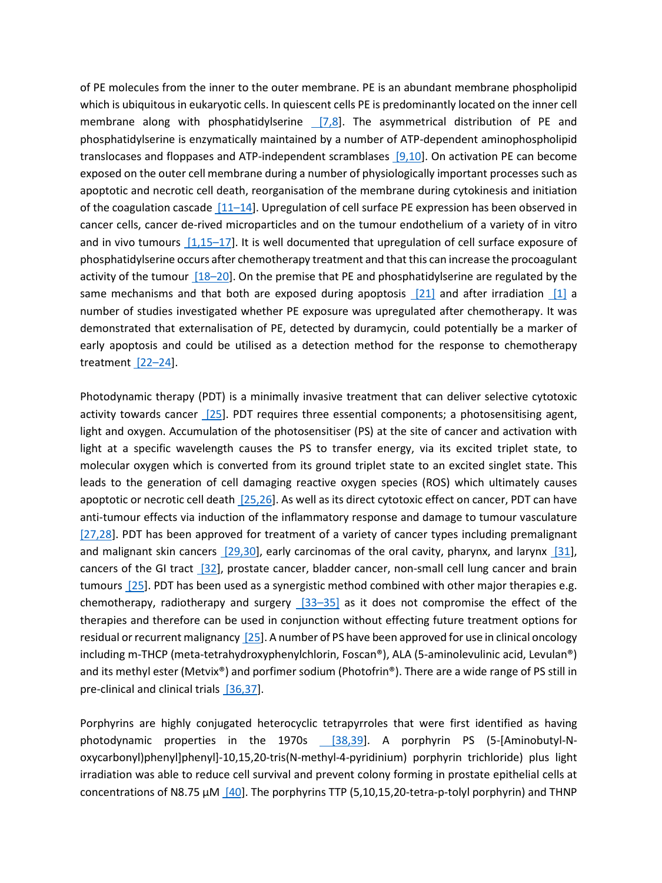of PE molecules from the inner to the outer membrane. PE is an abundant membrane phospholipid which is ubiquitous in eukaryotic cells. In quiescent cells PE is predominantly located on the inner cell membrane along with phosphatidylserine [7,8]. The asymmetrical distribution of PE and phosphatidylserine is enzymatically maintained by a number of ATP-dependent aminophospholipid translocases and floppases and ATP-independent scramblases [9,10]. On activation PE can become exposed on the outer cell membrane during a number of physiologically important processes such as apoptotic and necrotic cell death, reorganisation of the membrane during cytokinesis and initiation of the coagulation cascade [11–14]. Upregulation of cell surface PE expression has been observed in cancer cells, cancer de-rived microparticles and on the tumour endothelium of a variety of in vitro and in vivo tumours [1,15–17]. It is well documented that upregulation of cell surface exposure of phosphatidylserine occurs after chemotherapy treatment and that this can increase the procoagulant activity of the tumour [18–20]. On the premise that PE and phosphatidylserine are regulated by the same mechanisms and that both are exposed during apoptosis [21] and after irradiation [1] a number of studies investigated whether PE exposure was upregulated after chemotherapy. It was demonstrated that externalisation of PE, detected by duramycin, could potentially be a marker of early apoptosis and could be utilised as a detection method for the response to chemotherapy treatment [22–24].

Photodynamic therapy (PDT) is a minimally invasive treatment that can deliver selective cytotoxic activity towards cancer [25]. PDT requires three essential components; a photosensitising agent, light and oxygen. Accumulation of the photosensitiser (PS) at the site of cancer and activation with light at a specific wavelength causes the PS to transfer energy, via its excited triplet state, to molecular oxygen which is converted from its ground triplet state to an excited singlet state. This leads to the generation of cell damaging reactive oxygen species (ROS) which ultimately causes apoptotic or necrotic cell death [25,26]. As well as its direct cytotoxic effect on cancer, PDT can have anti-tumour effects via induction of the inflammatory response and damage to tumour vasculature [27,28]. PDT has been approved for treatment of a variety of cancer types including premalignant and malignant skin cancers [29,30], early carcinomas of the oral cavity, pharynx, and larynx [31], cancers of the GI tract [32], prostate cancer, bladder cancer, non-small cell lung cancer and brain tumours [25]. PDT has been used as a synergistic method combined with other major therapies e.g. chemotherapy, radiotherapy and surgery [33–35] as it does not compromise the effect of the therapies and therefore can be used in conjunction without effecting future treatment options for residual or recurrent malignancy [25]. A number of PS have been approved for use in clinical oncology including m-THCP (meta-tetrahydroxyphenylchlorin, Foscan®), ALA (5-aminolevulinic acid, Levulan®) and its methyl ester (Metvix®) and porfimer sodium (Photofrin®). There are a wide range of PS still in pre-clinical and clinical trials [36,37].

Porphyrins are highly conjugated heterocyclic tetrapyrroles that were first identified as having photodynamic properties in the 1970s [38,39]. A porphyrin PS (5-[Aminobutyl-N-oxycarbonyl)phenyl]phenyl]-10,15,20-tris(N-methyl-4-pyridinium) porphyrin trichloride) plus light irradiation was able to reduce cell survival and prevent colony forming in prostate epithelial cells at concentrations of N8.75 μM [40]. The porphyrins TTP (5,10,15,20-tetra-p-tolyl porphyrin) and THNP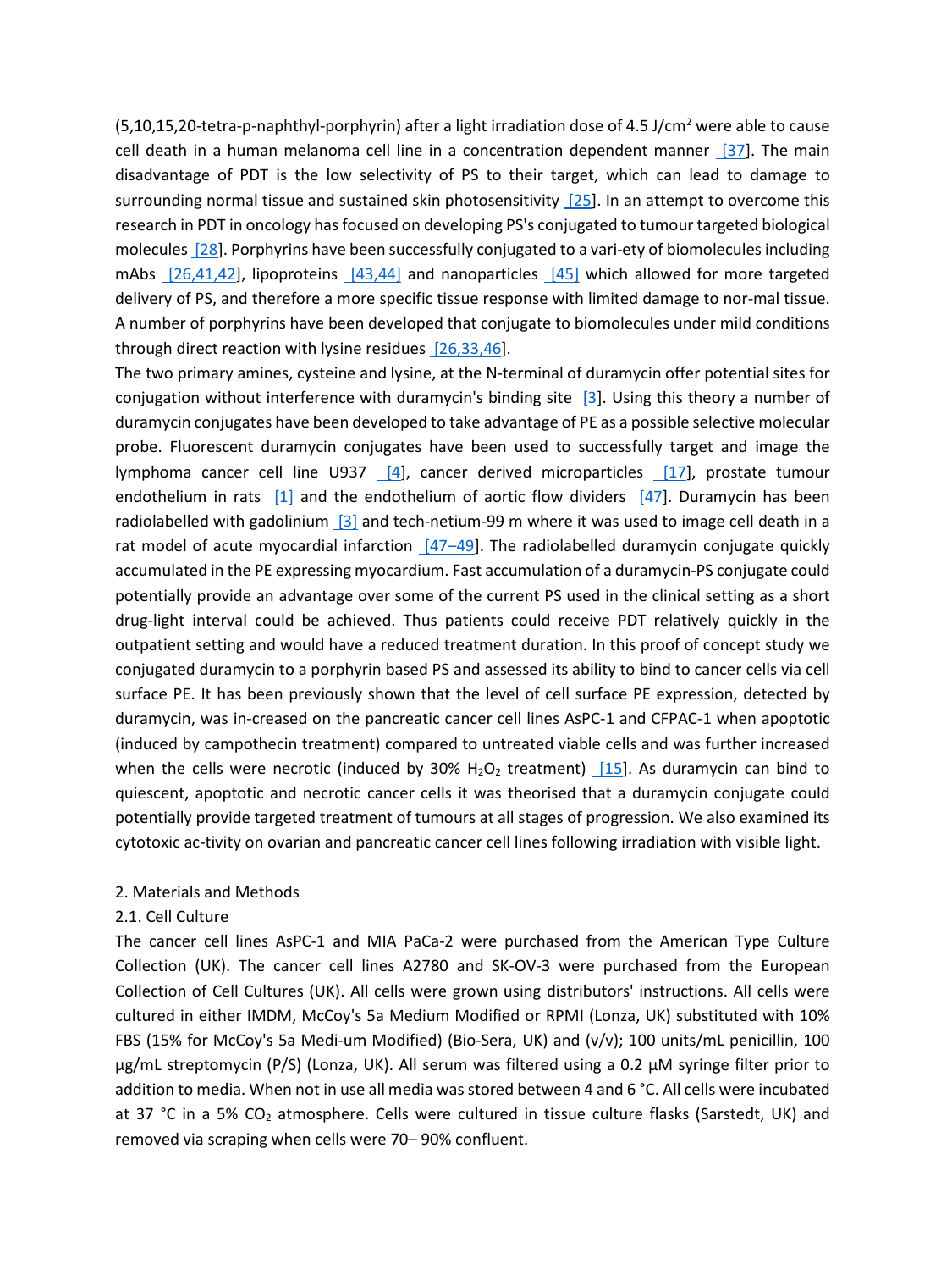(5,10,15,20-tetra-p-naphthyl-porphyrin) after a light irradiation dose of 4.5 J/cm$^2$ were able to cause cell death in a human melanoma cell line in a concentration dependent manner [37]. The main disadvantage of PDT is the low selectivity of PS to their target, which can lead to damage to surrounding normal tissue and sustained skin photosensitivity [25]. In an attempt to overcome this research in PDT in oncology has focused on developing PS's conjugated to tumour targeted biological molecules [28]. Porphyrins have been successfully conjugated to a vari-ety of biomolecules including mAbs [26,41,42], lipoproteins [43,44] and nanoparticles [45] which allowed for more targeted delivery of PS, and therefore a more specific tissue response with limited damage to nor-mal tissue. A number of porphyrins have been developed that conjugate to biomolecules under mild conditions through direct reaction with lysine residues [26,33,46].

The two primary amines, cysteine and lysine, at the N-terminal of duramycin offer potential sites for conjugation without interference with duramycin's binding site [3]. Using this theory a number of duramycin conjugates have been developed to take advantage of PE as a possible selective molecular probe. Fluorescent duramycin conjugates have been used to successfully target and image the lymphoma cancer cell line U937 [4], cancer derived microparticles [17], prostate tumour endothelium in rats [1] and the endothelium of aortic flow dividers [47]. Duramycin has been radiolabelled with gadolinium [3] and tech-netium-99 m where it was used to image cell death in a rat model of acute myocardial infarction [47–49]. The radiolabelled duramycin conjugate quickly accumulated in the PE expressing myocardium. Fast accumulation of a duramycin-PS conjugate could potentially provide an advantage over some of the current PS used in the clinical setting as a short drug-light interval could be achieved. Thus patients could receive PDT relatively quickly in the outpatient setting and would have a reduced treatment duration. In this proof of concept study we conjugated duramycin to a porphyrin based PS and assessed its ability to bind to cancer cells via cell surface PE. It has been previously shown that the level of cell surface PE expression, detected by duramycin, was in-creased on the pancreatic cancer cell lines AsPC-1 and CFPAC-1 when apoptotic (induced by campothecin treatment) compared to untreated viable cells and was further increased when the cells were necrotic (induced by 30% $H_2O_2$ treatment) [15]. As duramycin can bind to quiescent, apoptotic and necrotic cancer cells it was theorised that a duramycin conjugate could potentially provide targeted treatment of tumours at all stages of progression. We also examined its cytotoxic ac-tivity on ovarian and pancreatic cancer cell lines following irradiation with visible light.

## 2. Materials and Methods

### 2.1. Cell Culture

The cancer cell lines AsPC-1 and MIA PaCa-2 were purchased from the American Type Culture Collection (UK). The cancer cell lines A2780 and SK-OV-3 were purchased from the European Collection of Cell Cultures (UK). All cells were grown using distributors' instructions. All cells were cultured in either IMDM, McCoy's 5a Medium Modified or RPMI (Lonza, UK) substituted with 10% FBS (15% for McCoy's 5a Medi-um Modified) (Bio-Sera, UK) and (v/v); 100 units/mL penicillin, 100 µg/mL streptomycin (P/S) (Lonza, UK). All serum was filtered using a 0.2 µM syringe filter prior to addition to media. When not in use all media was stored between 4 and 6 °C. All cells were incubated at 37 °C in a 5% $CO_2$ atmosphere. Cells were cultured in tissue culture flasks (Sarstedt, UK) and removed via scraping when cells were 70– 90% confluent.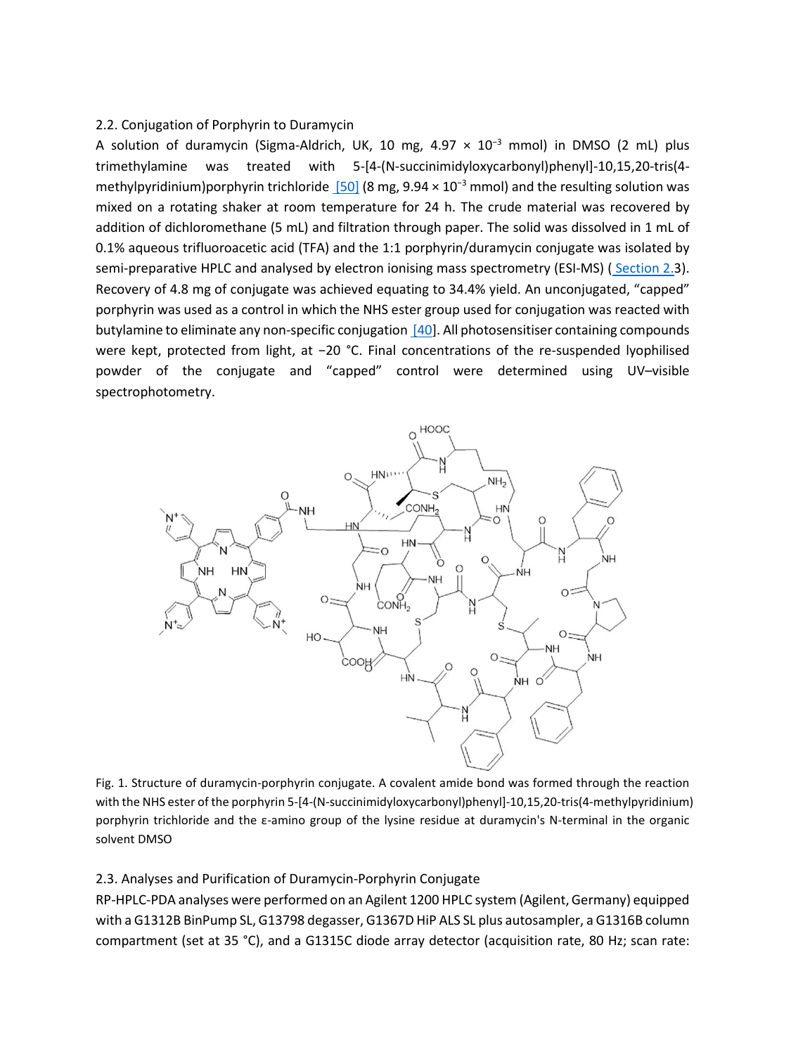## 2.2. Conjugation of Porphyrin to Duramycin

A solution of duramycin (Sigma-Aldrich, UK, 10 mg, $4.97 \times 10^{-3}$ mmol) in DMSO (2 mL) plus trimethylamine was treated with 5-[4-(N-succinimidyloxycarbonyl)phenyl]-10,15,20-tris(4-methylpyridinium)porphyrin trichloride [50] (8 mg, $9.94 \times 10^{-3}$ mmol) and the resulting solution was mixed on a rotating shaker at room temperature for 24 h. The crude material was recovered by addition of dichloromethane (5 mL) and filtration through paper. The solid was dissolved in 1 mL of 0.1% aqueous trifluoroacetic acid (TFA) and the 1:1 porphyrin/duramycin conjugate was isolated by semi-preparative HPLC and analysed by electron ionising mass spectrometry (ESI-MS) (Section 2.3). Recovery of 4.8 mg of conjugate was achieved equating to 34.4% yield. An unconjugated, "capped" porphyrin was used as a control in which the NHS ester group used for conjugation was reacted with butylamine to eliminate any non-specific conjugation [40]. All photosensitiser containing compounds were kept, protected from light, at −20 °C. Final concentrations of the re-suspended lyophilised powder of the conjugate and "capped" control were determined using UV–visible spectrophotometry.

Fig. 1. Structure of duramycin-porphyrin conjugate. A covalent amide bond was formed through the reaction with the NHS ester of the porphyrin 5-[4-(N-succinimidyloxycarbonyl)phenyl]-10,15,20-tris(4-methylpyridinium) porphyrin trichloride and the ε-amino group of the lysine residue at duramycin's N-terminal in the organic solvent DMSO

## 2.3. Analyses and Purification of Duramycin-Porphyrin Conjugate

RP-HPLC-PDA analyses were performed on an Agilent 1200 HPLC system (Agilent, Germany) equipped with a G1312B BinPump SL, G13798 degasser, G1367D HiP ALS SL plus autosampler, a G1316B column compartment (set at 35 °C), and a G1315C diode array detector (acquisition rate, 80 Hz; scan rate: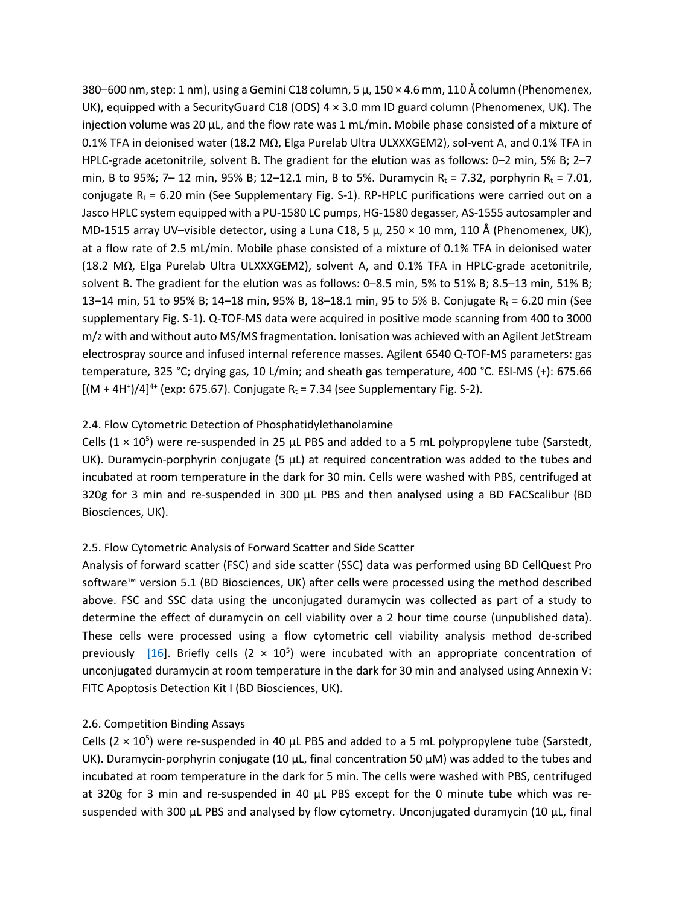380–600 nm, step: 1 nm), using a Gemini C18 column, 5 µ, 150 × 4.6 mm, 110 Å column (Phenomenex, UK), equipped with a SecurityGuard C18 (ODS) 4 × 3.0 mm ID guard column (Phenomenex, UK). The injection volume was 20 µL, and the flow rate was 1 mL/min. Mobile phase consisted of a mixture of 0.1% TFA in deionised water (18.2 MΩ, Elga Purelab Ultra ULXXXGEM2), sol-vent A, and 0.1% TFA in HPLC-grade acetonitrile, solvent B. The gradient for the elution was as follows: 0–2 min, 5% B; 2–7 min, B to 95%; 7– 12 min, 95% B; 12–12.1 min, B to 5%. Duramycin $R_t$ = 7.32, porphyrin $R_t$ = 7.01, conjugate $R_t$ = 6.20 min (See Supplementary Fig. S-1). RP-HPLC purifications were carried out on a Jasco HPLC system equipped with a PU-1580 LC pumps, HG-1580 degasser, AS-1555 autosampler and MD-1515 array UV–visible detector, using a Luna C18, 5 µ, 250 × 10 mm, 110 Å (Phenomenex, UK), at a flow rate of 2.5 mL/min. Mobile phase consisted of a mixture of 0.1% TFA in deionised water (18.2 MΩ, Elga Purelab Ultra ULXXXGEM2), solvent A, and 0.1% TFA in HPLC-grade acetonitrile, solvent B. The gradient for the elution was as follows: 0–8.5 min, 5% to 51% B; 8.5–13 min, 51% B; 13–14 min, 51 to 95% B; 14–18 min, 95% B, 18–18.1 min, 95 to 5% B. Conjugate $R_t$ = 6.20 min (See supplementary Fig. S-1). Q-TOF-MS data were acquired in positive mode scanning from 400 to 3000 m/z with and without auto MS/MS fragmentation. Ionisation was achieved with an Agilent JetStream electrospray source and infused internal reference masses. Agilent 6540 Q-TOF-MS parameters: gas temperature, 325 °C; drying gas, 10 L/min; and sheath gas temperature, 400 °C. ESI-MS (+): 675.66 $[(M + 4H^+)/4]^{4+}$ (exp: 675.67). Conjugate $R_t$ = 7.34 (see Supplementary Fig. S-2).

## 2.4. Flow Cytometric Detection of Phosphatidylethanolamine

Cells ($1 \times 10^5$) were re-suspended in 25 µL PBS and added to a 5 mL polypropylene tube (Sarstedt, UK). Duramycin-porphyrin conjugate (5 µL) at required concentration was added to the tubes and incubated at room temperature in the dark for 30 min. Cells were washed with PBS, centrifuged at 320g for 3 min and re-suspended in 300 µL PBS and then analysed using a BD FACScalibur (BD Biosciences, UK).

## 2.5. Flow Cytometric Analysis of Forward Scatter and Side Scatter

Analysis of forward scatter (FSC) and side scatter (SSC) data was performed using BD CellQuest Pro software™ version 5.1 (BD Biosciences, UK) after cells were processed using the method described above. FSC and SSC data using the unconjugated duramycin was collected as part of a study to determine the effect of duramycin on cell viability over a 2 hour time course (unpublished data). These cells were processed using a flow cytometric cell viability analysis method de-scribed previously [16]. Briefly cells ($2 \times 10^5$) were incubated with an appropriate concentration of unconjugated duramycin at room temperature in the dark for 30 min and analysed using Annexin V: FITC Apoptosis Detection Kit I (BD Biosciences, UK).

## 2.6. Competition Binding Assays

Cells ($2 \times 10^5$) were re-suspended in 40 µL PBS and added to a 5 mL polypropylene tube (Sarstedt, UK). Duramycin-porphyrin conjugate (10 µL, final concentration 50 µM) was added to the tubes and incubated at room temperature in the dark for 5 min. The cells were washed with PBS, centrifuged at 320g for 3 min and re-suspended in 40 µL PBS except for the 0 minute tube which was re-suspended with 300 µL PBS and analysed by flow cytometry. Unconjugated duramycin (10 µL, final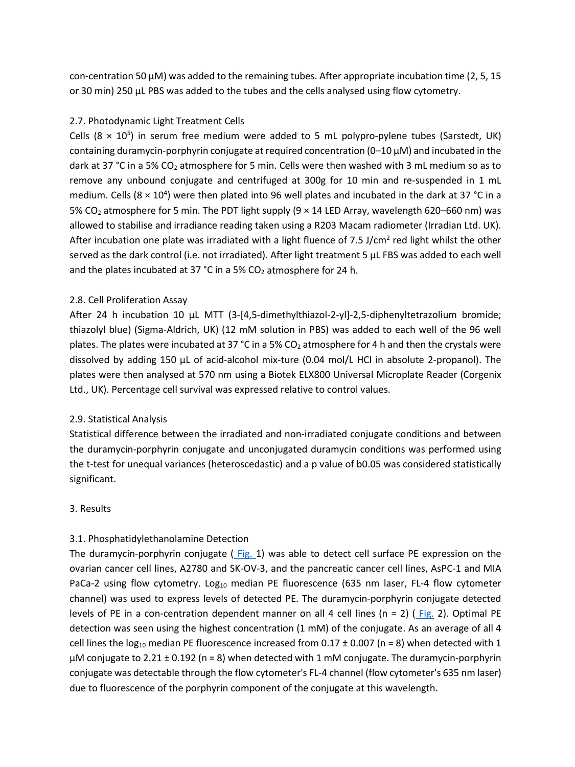con-centration 50 μM) was added to the remaining tubes. After appropriate incubation time (2, 5, 15 or 30 min) 250 μL PBS was added to the tubes and the cells analysed using flow cytometry.

### 2.7. Photodynamic Light Treatment Cells

Cells ($8 \times 10^5$) in serum free medium were added to 5 mL polypro-pylene tubes (Sarstedt, UK) containing duramycin-porphyrin conjugate at required concentration (0–10 μM) and incubated in the dark at 37 °C in a 5% $CO_2$ atmosphere for 5 min. Cells were then washed with 3 mL medium so as to remove any unbound conjugate and centrifuged at 300g for 10 min and re-suspended in 1 mL medium. Cells ($8 \times 10^4$) were then plated into 96 well plates and incubated in the dark at 37 °C in a 5% $CO_2$ atmosphere for 5 min. The PDT light supply (9 × 14 LED Array, wavelength 620–660 nm) was allowed to stabilise and irradiance reading taken using a R203 Macam radiometer (Irradian Ltd. UK). After incubation one plate was irradiated with a light fluence of 7.5 J/cm$^2$ red light whilst the other served as the dark control (i.e. not irradiated). After light treatment 5 μL FBS was added to each well and the plates incubated at 37 °C in a 5% $CO_2$ atmosphere for 24 h.

### 2.8. Cell Proliferation Assay

After 24 h incubation 10 μL MTT (3-[4,5-dimethylthiazol-2-yl]-2,5-diphenyltetrazolium bromide; thiazolyl blue) (Sigma-Aldrich, UK) (12 mM solution in PBS) was added to each well of the 96 well plates. The plates were incubated at 37 °C in a 5% $CO_2$ atmosphere for 4 h and then the crystals were dissolved by adding 150 μL of acid-alcohol mix-ture (0.04 mol/L HCl in absolute 2-propanol). The plates were then analysed at 570 nm using a Biotek ELX800 Universal Microplate Reader (Corgenix Ltd., UK). Percentage cell survival was expressed relative to control values.

### 2.9. Statistical Analysis

Statistical difference between the irradiated and non-irradiated conjugate conditions and between the duramycin-porphyrin conjugate and unconjugated duramycin conditions was performed using the t-test for unequal variances (heteroscedastic) and a p value of b0.05 was considered statistically significant.

## 3. Results

### 3.1. Phosphatidylethanolamine Detection

The duramycin-porphyrin conjugate ( Fig. 1) was able to detect cell surface PE expression on the ovarian cancer cell lines, A2780 and SK-OV-3, and the pancreatic cancer cell lines, AsPC-1 and MIA PaCa-2 using flow cytometry. $Log_{10}$ median PE fluorescence (635 nm laser, FL-4 flow cytometer channel) was used to express levels of detected PE. The duramycin-porphyrin conjugate detected levels of PE in a con-centration dependent manner on all 4 cell lines (n = 2) ( Fig. 2). Optimal PE detection was seen using the highest concentration (1 mM) of the conjugate. As an average of all 4 cell lines the $log_{10}$ median PE fluorescence increased from 0.17 ± 0.007 (n = 8) when detected with 1 μM conjugate to 2.21 ± 0.192 (n = 8) when detected with 1 mM conjugate. The duramycin-porphyrin conjugate was detectable through the flow cytometer's FL-4 channel (flow cytometer's 635 nm laser) due to fluorescence of the porphyrin component of the conjugate at this wavelength.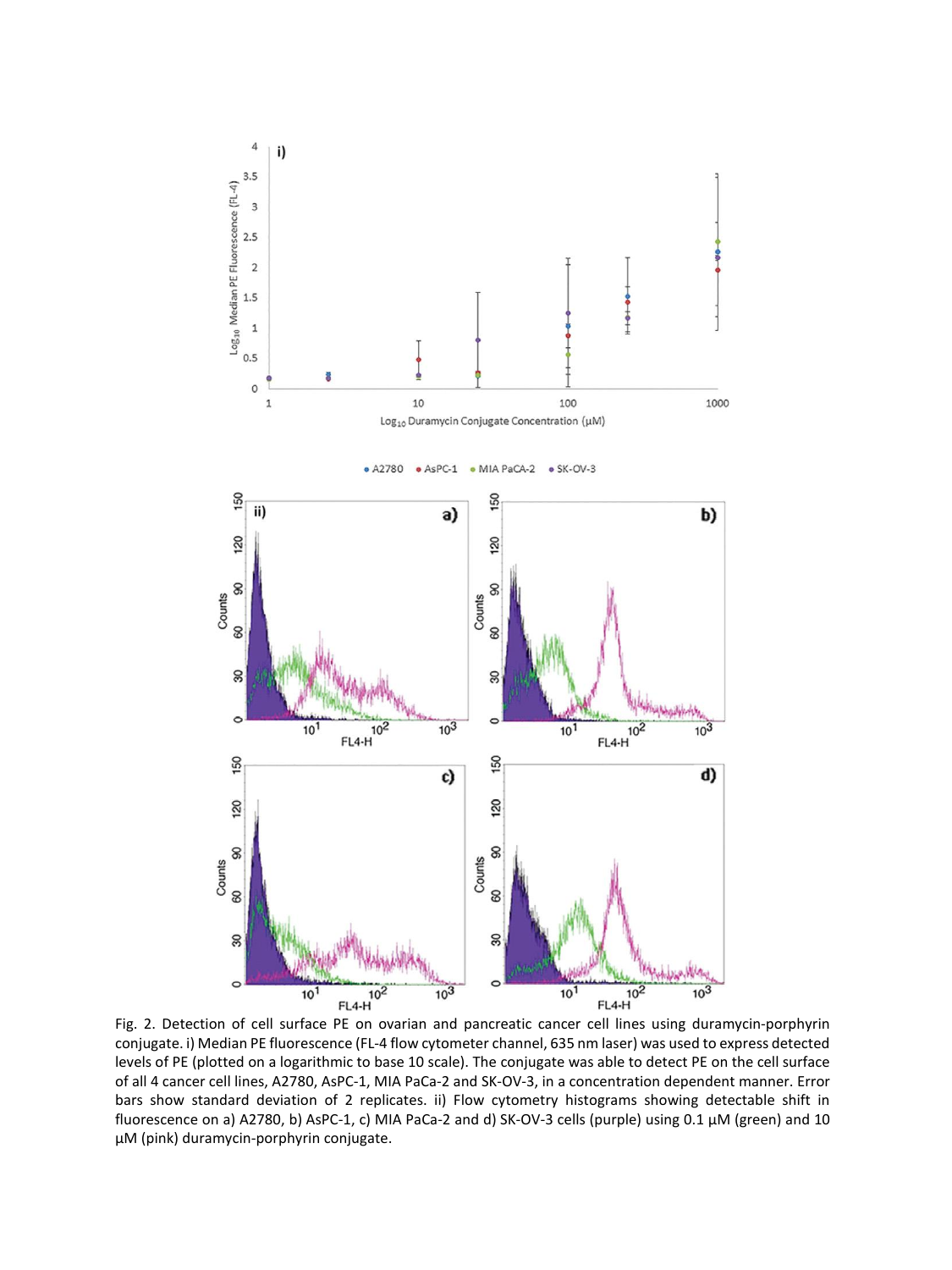Fig. 2. Detection of cell surface PE on ovarian and pancreatic cancer cell lines using duramycin-porphyrin conjugate. i) Median PE fluorescence (FL-4 flow cytometer channel, 635 nm laser) was used to express detected levels of PE (plotted on a logarithmic to base 10 scale). The conjugate was able to detect PE on the cell surface of all 4 cancer cell lines, A2780, AsPC-1, MIA PaCa-2 and SK-OV-3, in a concentration dependent manner. Error bars show standard deviation of 2 replicates. ii) Flow cytometry histograms showing detectable shift in fluorescence on a) A2780, b) AsPC-1, c) MIA PaCa-2 and d) SK-OV-3 cells (purple) using 0.1 µM (green) and 10 µM (pink) duramycin-porphyrin conjugate.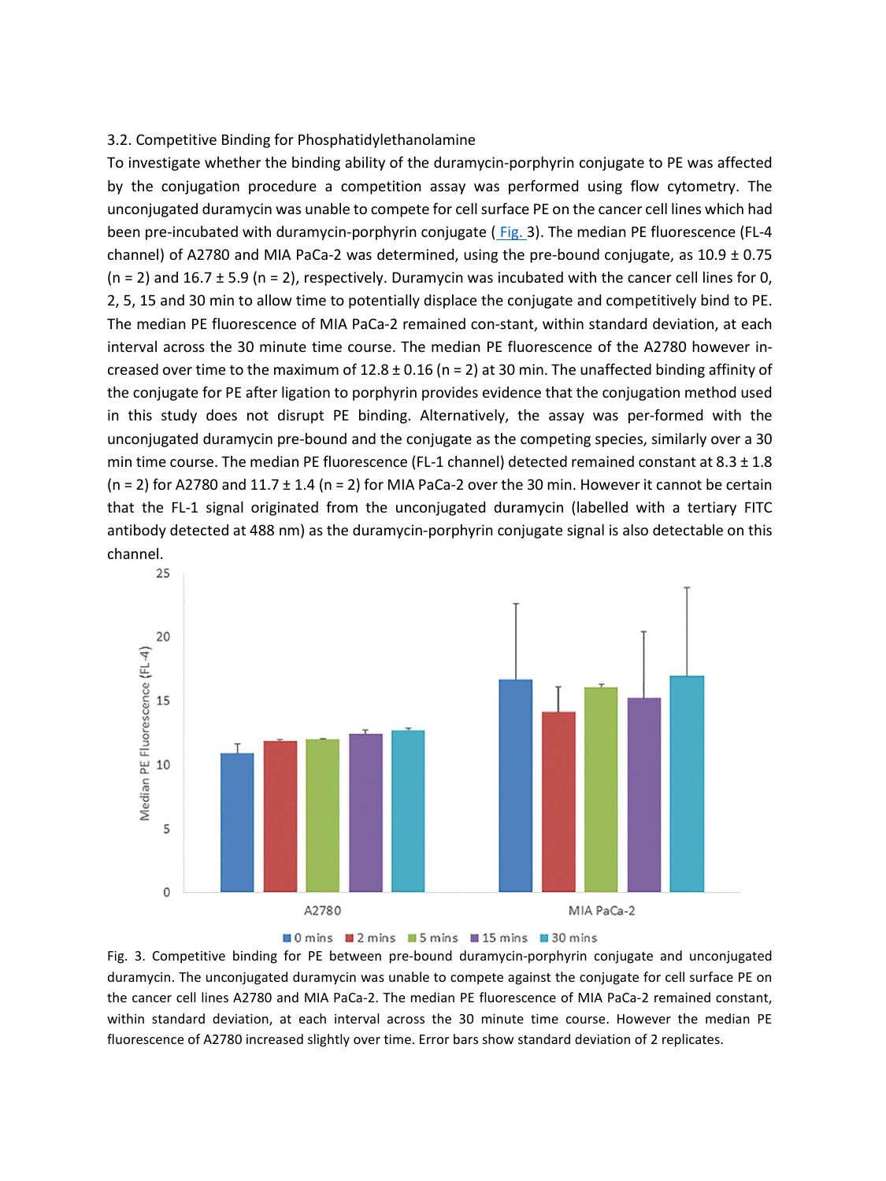### 3.2. Competitive Binding for Phosphatidylethanolamine

To investigate whether the binding ability of the duramycin-porphyrin conjugate to PE was affected by the conjugation procedure a competition assay was performed using flow cytometry. The unconjugated duramycin was unable to compete for cell surface PE on the cancer cell lines which had been pre-incubated with duramycin-porphyrin conjugate ( Fig. 3). The median PE fluorescence (FL-4 channel) of A2780 and MIA PaCa-2 was determined, using the pre-bound conjugate, as 10.9 ± 0.75 (n = 2) and 16.7 ± 5.9 (n = 2), respectively. Duramycin was incubated with the cancer cell lines for 0, 2, 5, 15 and 30 min to allow time to potentially displace the conjugate and competitively bind to PE. The median PE fluorescence of MIA PaCa-2 remained con-stant, within standard deviation, at each interval across the 30 minute time course. The median PE fluorescence of the A2780 however in-creased over time to the maximum of 12.8 ± 0.16 (n = 2) at 30 min. The unaffected binding affinity of the conjugate for PE after ligation to porphyrin provides evidence that the conjugation method used in this study does not disrupt PE binding. Alternatively, the assay was per-formed with the unconjugated duramycin pre-bound and the conjugate as the competing species, similarly over a 30 min time course. The median PE fluorescence (FL-1 channel) detected remained constant at 8.3 ± 1.8 (n = 2) for A2780 and 11.7 ± 1.4 (n = 2) for MIA PaCa-2 over the 30 min. However it cannot be certain that the FL-1 signal originated from the unconjugated duramycin (labelled with a tertiary FITC antibody detected at 488 nm) as the duramycin-porphyrin conjugate signal is also detectable on this channel.

Fig. 3. Competitive binding for PE between pre-bound duramycin-porphyrin conjugate and unconjugated duramycin. The unconjugated duramycin was unable to compete against the conjugate for cell surface PE on the cancer cell lines A2780 and MIA PaCa-2. The median PE fluorescence of MIA PaCa-2 remained constant, within standard deviation, at each interval across the 30 minute time course. However the median PE fluorescence of A2780 increased slightly over time. Error bars show standard deviation of 2 replicates.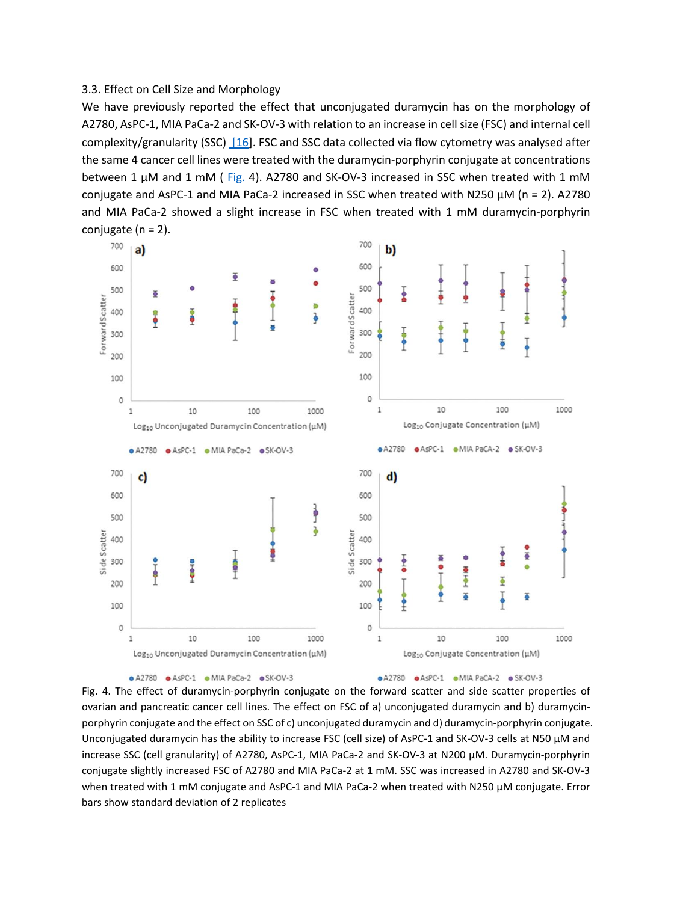3.3. Effect on Cell Size and Morphology

We have previously reported the effect that unconjugated duramycin has on the morphology of A2780, AsPC-1, MIA PaCa-2 and SK-OV-3 with relation to an increase in cell size (FSC) and internal cell complexity/granularity (SSC) [16]. FSC and SSC data collected via flow cytometry was analysed after the same 4 cancer cell lines were treated with the duramycin-porphyrin conjugate at concentrations between 1 µM and 1 mM (Fig. 4). A2780 and SK-OV-3 increased in SSC when treated with 1 mM conjugate and AsPC-1 and MIA PaCa-2 increased in SSC when treated with N250 µM (n = 2). A2780 and MIA PaCa-2 showed a slight increase in FSC when treated with 1 mM duramycin-porphyrin conjugate (n = 2).

Fig. 4. The effect of duramycin-porphyrin conjugate on the forward scatter and side scatter properties of ovarian and pancreatic cancer cell lines. The effect on FSC of a) unconjugated duramycin and b) duramycin-porphyrin conjugate and the effect on SSC of c) unconjugated duramycin and d) duramycin-porphyrin conjugate. Unconjugated duramycin has the ability to increase FSC (cell size) of AsPC-1 and SK-OV-3 cells at N50 µM and increase SSC (cell granularity) of A2780, AsPC-1, MIA PaCa-2 and SK-OV-3 at N200 µM. Duramycin-porphyrin conjugate slightly increased FSC of A2780 and MIA PaCa-2 at 1 mM. SSC was increased in A2780 and SK-OV-3 when treated with 1 mM conjugate and AsPC-1 and MIA PaCa-2 when treated with N250 µM conjugate. Error bars show standard deviation of 2 replicates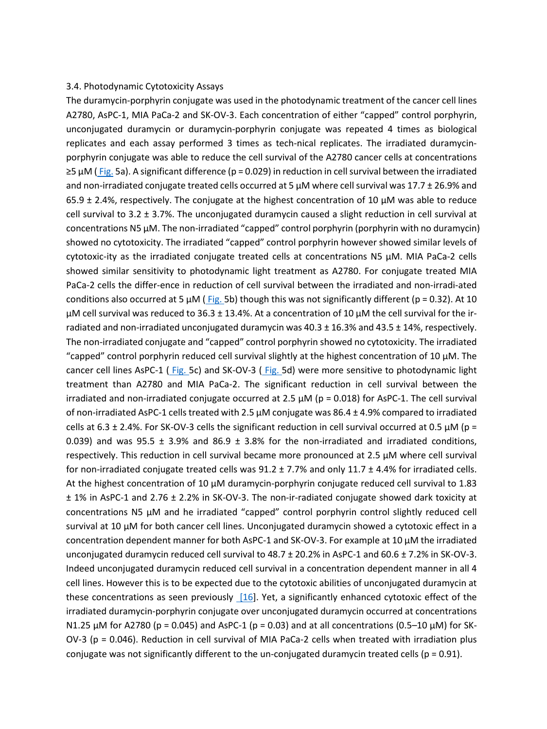### 3.4. Photodynamic Cytotoxicity Assays

The duramycin-porphyrin conjugate was used in the photodynamic treatment of the cancer cell lines A2780, AsPC-1, MIA PaCa-2 and SK-OV-3. Each concentration of either "capped" control porphyrin, unconjugated duramycin or duramycin-porphyrin conjugate was repeated 4 times as biological replicates and each assay performed 3 times as tech-nical replicates. The irradiated duramycin-porphyrin conjugate was able to reduce the cell survival of the A2780 cancer cells at concentrations ≥5 μM ( Fig. 5a). A significant difference ($p = 0.029$) in reduction in cell survival between the irradiated and non-irradiated conjugate treated cells occurred at 5 μM where cell survival was 17.7 ± 26.9% and 65.9 ± 2.4%, respectively. The conjugate at the highest concentration of 10 μM was able to reduce cell survival to 3.2 ± 3.7%. The unconjugated duramycin caused a slight reduction in cell survival at concentrations N5 μM. The non-irradiated "capped" control porphyrin (porphyrin with no duramycin) showed no cytotoxicity. The irradiated "capped" control porphyrin however showed similar levels of cytotoxic-ity as the irradiated conjugate treated cells at concentrations N5 μM. MIA PaCa-2 cells showed similar sensitivity to photodynamic light treatment as A2780. For conjugate treated MIA PaCa-2 cells the differ-ence in reduction of cell survival between the irradiated and non-irradi-ated conditions also occurred at 5 μM ( Fig. 5b) though this was not significantly different ($p = 0.32$). At 10 μM cell survival was reduced to 36.3 ± 13.4%. At a concentration of 10 μM the cell survival for the ir-radiated and non-irradiated unconjugated duramycin was 40.3 ± 16.3% and 43.5 ± 14%, respectively. The non-irradiated conjugate and "capped" control porphyrin showed no cytotoxicity. The irradiated "capped" control porphyrin reduced cell survival slightly at the highest concentration of 10 μM. The cancer cell lines AsPC-1 ( Fig. 5c) and SK-OV-3 ( Fig. 5d) were more sensitive to photodynamic light treatment than A2780 and MIA PaCa-2. The significant reduction in cell survival between the irradiated and non-irradiated conjugate occurred at 2.5 μM ($p = 0.018$) for AsPC-1. The cell survival of non-irradiated AsPC-1 cells treated with 2.5 μM conjugate was 86.4 ± 4.9% compared to irradiated cells at 6.3 ± 2.4%. For SK-OV-3 cells the significant reduction in cell survival occurred at 0.5 μM ($p = 0.039$) and was 95.5 ± 3.9% and 86.9 ± 3.8% for the non-irradiated and irradiated conditions, respectively. This reduction in cell survival became more pronounced at 2.5 μM where cell survival for non-irradiated conjugate treated cells was 91.2 ± 7.7% and only 11.7 ± 4.4% for irradiated cells. At the highest concentration of 10 μM duramycin-porphyrin conjugate reduced cell survival to 1.83 ± 1% in AsPC-1 and 2.76 ± 2.2% in SK-OV-3. The non-ir-radiated conjugate showed dark toxicity at concentrations N5 μM and he irradiated "capped" control porphyrin control slightly reduced cell survival at 10 μM for both cancer cell lines. Unconjugated duramycin showed a cytotoxic effect in a concentration dependent manner for both AsPC-1 and SK-OV-3. For example at 10 μM the irradiated unconjugated duramycin reduced cell survival to 48.7 ± 20.2% in AsPC-1 and 60.6 ± 7.2% in SK-OV-3. Indeed unconjugated duramycin reduced cell survival in a concentration dependent manner in all 4 cell lines. However this is to be expected due to the cytotoxic abilities of unconjugated duramycin at these concentrations as seen previously [16]. Yet, a significantly enhanced cytotoxic effect of the irradiated duramycin-porphyrin conjugate over unconjugated duramycin occurred at concentrations N1.25 μM for A2780 ($p = 0.045$) and AsPC-1 ($p = 0.03$) and at all concentrations (0.5–10 μM) for SK-OV-3 ($p = 0.046$). Reduction in cell survival of MIA PaCa-2 cells when treated with irradiation plus conjugate was not significantly different to the un-conjugated duramycin treated cells ($p = 0.91$).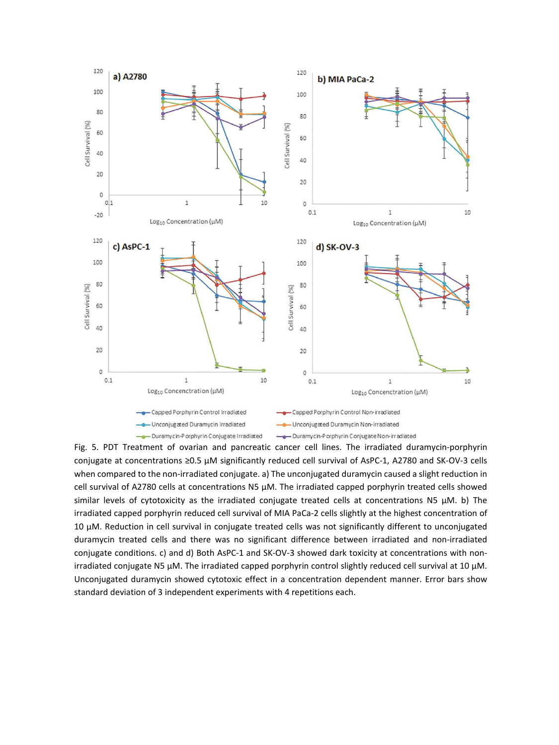Fig. 5. PDT Treatment of ovarian and pancreatic cancer cell lines. The irradiated duramycin-porphyrin conjugate at concentrations ≥0.5 μM significantly reduced cell survival of AsPC-1, A2780 and SK-OV-3 cells when compared to the non-irradiated conjugate. a) The unconjugated duramycin caused a slight reduction in cell survival of A2780 cells at concentrations N5 μM. The irradiated capped porphyrin treated cells showed similar levels of cytotoxicity as the irradiated conjugate treated cells at concentrations N5 μM. b) The irradiated capped porphyrin reduced cell survival of MIA PaCa-2 cells slightly at the highest concentration of 10 μM. Reduction in cell survival in conjugate treated cells was not significantly different to unconjugated duramycin treated cells and there was no significant difference between irradiated and non-irradiated conjugate conditions. c) and d) Both AsPC-1 and SK-OV-3 showed dark toxicity at concentrations with non-irradiated conjugate N5 μM. The irradiated capped porphyrin control slightly reduced cell survival at 10 μM. Unconjugated duramycin showed cytotoxic effect in a concentration dependent manner. Error bars show standard deviation of 3 independent experiments with 4 repetitions each.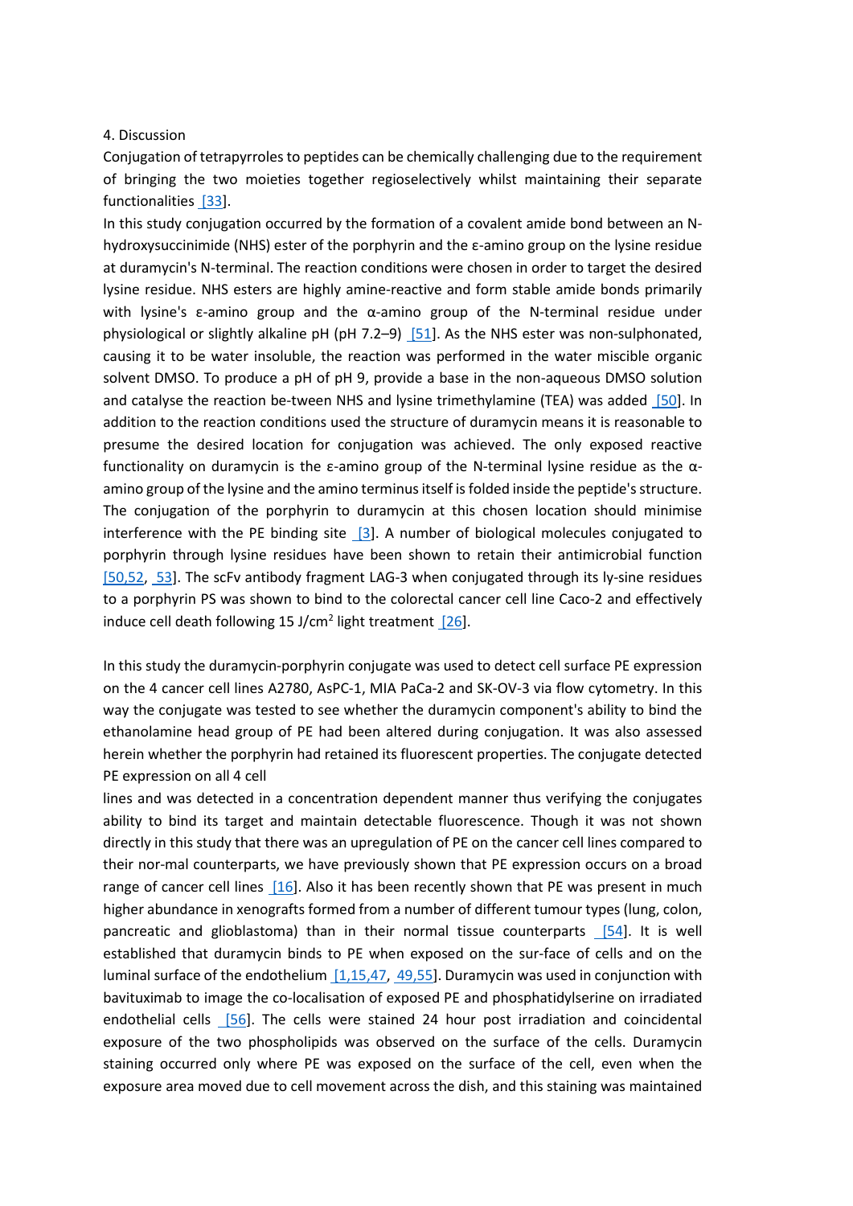## 4. Discussion

Conjugation of tetrapyrroles to peptides can be chemically challenging due to the requirement of bringing the two moieties together regioselectively whilst maintaining their separate functionalities [33].

In this study conjugation occurred by the formation of a covalent amide bond between an N-hydroxysuccinimide (NHS) ester of the porphyrin and the ε-amino group on the lysine residue at duramycin's N-terminal. The reaction conditions were chosen in order to target the desired lysine residue. NHS esters are highly amine-reactive and form stable amide bonds primarily with lysine's ε-amino group and the α-amino group of the N-terminal residue under physiological or slightly alkaline pH (pH 7.2–9) [51]. As the NHS ester was non-sulphonated, causing it to be water insoluble, the reaction was performed in the water miscible organic solvent DMSO. To produce a pH of pH 9, provide a base in the non-aqueous DMSO solution and catalyse the reaction be-tween NHS and lysine trimethylamine (TEA) was added [50]. In addition to the reaction conditions used the structure of duramycin means it is reasonable to presume the desired location for conjugation was achieved. The only exposed reactive functionality on duramycin is the ε-amino group of the N-terminal lysine residue as the α-amino group of the lysine and the amino terminus itself is folded inside the peptide's structure. The conjugation of the porphyrin to duramycin at this chosen location should minimise interference with the PE binding site [3]. A number of biological molecules conjugated to porphyrin through lysine residues have been shown to retain their antimicrobial function [50,52, 53]. The scFv antibody fragment LAG-3 when conjugated through its ly-sine residues to a porphyrin PS was shown to bind to the colorectal cancer cell line Caco-2 and effectively induce cell death following 15 J/cm$^2$ light treatment [26].

In this study the duramycin-porphyrin conjugate was used to detect cell surface PE expression on the 4 cancer cell lines A2780, AsPC-1, MIA PaCa-2 and SK-OV-3 via flow cytometry. In this way the conjugate was tested to see whether the duramycin component's ability to bind the ethanolamine head group of PE had been altered during conjugation. It was also assessed herein whether the porphyrin had retained its fluorescent properties. The conjugate detected PE expression on all 4 cell lines and was detected in a concentration dependent manner thus verifying the conjugates ability to bind its target and maintain detectable fluorescence. Though it was not shown directly in this study that there was an upregulation of PE on the cancer cell lines compared to their nor-mal counterparts, we have previously shown that PE expression occurs on a broad range of cancer cell lines [16]. Also it has been recently shown that PE was present in much higher abundance in xenografts formed from a number of different tumour types (lung, colon, pancreatic and glioblastoma) than in their normal tissue counterparts [54]. It is well established that duramycin binds to PE when exposed on the sur-face of cells and on the luminal surface of the endothelium [1,15,47, 49,55]. Duramycin was used in conjunction with bavituximab to image the co-localisation of exposed PE and phosphatidylserine on irradiated endothelial cells [56]. The cells were stained 24 hour post irradiation and coincidental exposure of the two phospholipids was observed on the surface of the cells. Duramycin staining occurred only where PE was exposed on the surface of the cell, even when the exposure area moved due to cell movement across the dish, and this staining was maintained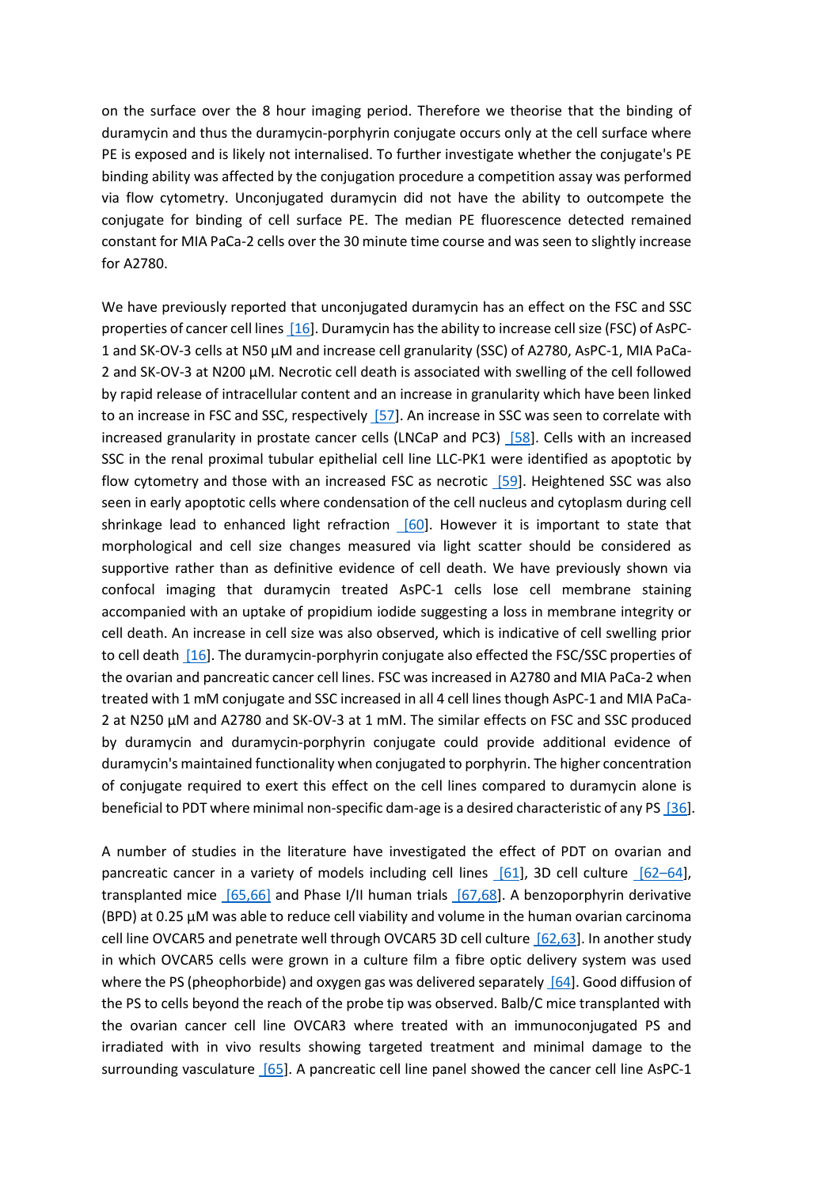on the surface over the 8 hour imaging period. Therefore we theorise that the binding of duramycin and thus the duramycin-porphyrin conjugate occurs only at the cell surface where PE is exposed and is likely not internalised. To further investigate whether the conjugate's PE binding ability was affected by the conjugation procedure a competition assay was performed via flow cytometry. Unconjugated duramycin did not have the ability to outcompete the conjugate for binding of cell surface PE. The median PE fluorescence detected remained constant for MIA PaCa-2 cells over the 30 minute time course and was seen to slightly increase for A2780.

We have previously reported that unconjugated duramycin has an effect on the FSC and SSC properties of cancer cell lines [16]. Duramycin has the ability to increase cell size (FSC) of AsPC-1 and SK-OV-3 cells at N50 µM and increase cell granularity (SSC) of A2780, AsPC-1, MIA PaCa-2 and SK-OV-3 at N200 µM. Necrotic cell death is associated with swelling of the cell followed by rapid release of intracellular content and an increase in granularity which have been linked to an increase in FSC and SSC, respectively [57]. An increase in SSC was seen to correlate with increased granularity in prostate cancer cells (LNCaP and PC3) [58]. Cells with an increased SSC in the renal proximal tubular epithelial cell line LLC-PK1 were identified as apoptotic by flow cytometry and those with an increased FSC as necrotic [59]. Heightened SSC was also seen in early apoptotic cells where condensation of the cell nucleus and cytoplasm during cell shrinkage lead to enhanced light refraction [60]. However it is important to state that morphological and cell size changes measured via light scatter should be considered as supportive rather than as definitive evidence of cell death. We have previously shown via confocal imaging that duramycin treated AsPC-1 cells lose cell membrane staining accompanied with an uptake of propidium iodide suggesting a loss in membrane integrity or cell death. An increase in cell size was also observed, which is indicative of cell swelling prior to cell death [16]. The duramycin-porphyrin conjugate also effected the FSC/SSC properties of the ovarian and pancreatic cancer cell lines. FSC was increased in A2780 and MIA PaCa-2 when treated with 1 mM conjugate and SSC increased in all 4 cell lines though AsPC-1 and MIA PaCa-2 at N250 µM and A2780 and SK-OV-3 at 1 mM. The similar effects on FSC and SSC produced by duramycin and duramycin-porphyrin conjugate could provide additional evidence of duramycin's maintained functionality when conjugated to porphyrin. The higher concentration of conjugate required to exert this effect on the cell lines compared to duramycin alone is beneficial to PDT where minimal non-specific dam-age is a desired characteristic of any PS [36].

A number of studies in the literature have investigated the effect of PDT on ovarian and pancreatic cancer in a variety of models including cell lines [61], 3D cell culture [62–64], transplanted mice [65,66] and Phase I/II human trials [67,68]. A benzoporphyrin derivative (BPD) at 0.25 µM was able to reduce cell viability and volume in the human ovarian carcinoma cell line OVCAR5 and penetrate well through OVCAR5 3D cell culture [62,63]. In another study in which OVCAR5 cells were grown in a culture film a fibre optic delivery system was used where the PS (pheophorbide) and oxygen gas was delivered separately [64]. Good diffusion of the PS to cells beyond the reach of the probe tip was observed. Balb/C mice transplanted with the ovarian cancer cell line OVCAR3 where treated with an immunoconjugated PS and irradiated with in vivo results showing targeted treatment and minimal damage to the surrounding vasculature [65]. A pancreatic cell line panel showed the cancer cell line AsPC-1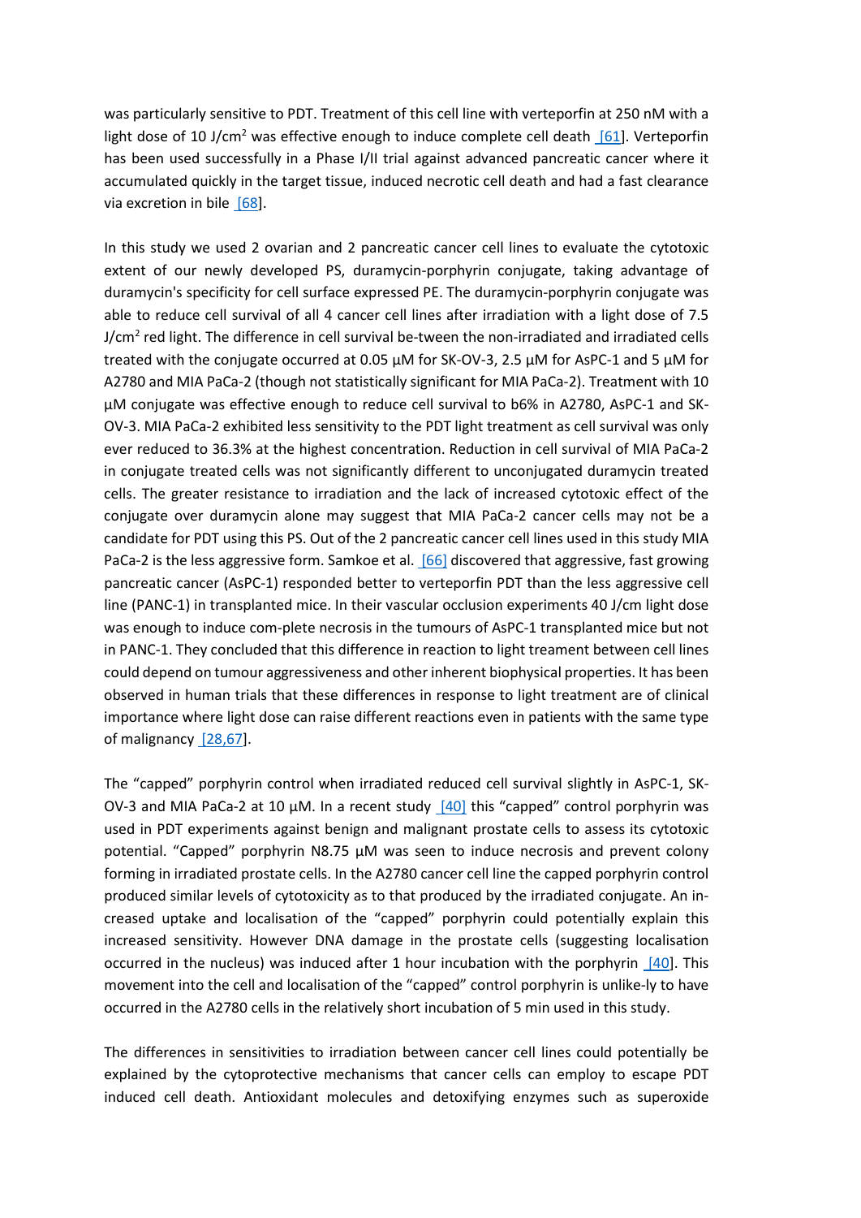was particularly sensitive to PDT. Treatment of this cell line with verteporfin at 250 nM with a light dose of 10 J/cm$^2$ was effective enough to induce complete cell death [61]. Verteporfin has been used successfully in a Phase I/II trial against advanced pancreatic cancer where it accumulated quickly in the target tissue, induced necrotic cell death and had a fast clearance via excretion in bile [68].

In this study we used 2 ovarian and 2 pancreatic cancer cell lines to evaluate the cytotoxic extent of our newly developed PS, duramycin-porphyrin conjugate, taking advantage of duramycin's specificity for cell surface expressed PE. The duramycin-porphyrin conjugate was able to reduce cell survival of all 4 cancer cell lines after irradiation with a light dose of 7.5 J/cm$^2$ red light. The difference in cell survival be-tween the non-irradiated and irradiated cells treated with the conjugate occurred at 0.05 μM for SK-OV-3, 2.5 μM for AsPC-1 and 5 μM for A2780 and MIA PaCa-2 (though not statistically significant for MIA PaCa-2). Treatment with 10 μM conjugate was effective enough to reduce cell survival to b6% in A2780, AsPC-1 and SK-OV-3. MIA PaCa-2 exhibited less sensitivity to the PDT light treatment as cell survival was only ever reduced to 36.3% at the highest concentration. Reduction in cell survival of MIA PaCa-2 in conjugate treated cells was not significantly different to unconjugated duramycin treated cells. The greater resistance to irradiation and the lack of increased cytotoxic effect of the conjugate over duramycin alone may suggest that MIA PaCa-2 cancer cells may not be a candidate for PDT using this PS. Out of the 2 pancreatic cancer cell lines used in this study MIA PaCa-2 is the less aggressive form. Samkoe et al. [66] discovered that aggressive, fast growing pancreatic cancer (AsPC-1) responded better to verteporfin PDT than the less aggressive cell line (PANC-1) in transplanted mice. In their vascular occlusion experiments 40 J/cm light dose was enough to induce com-plete necrosis in the tumours of AsPC-1 transplanted mice but not in PANC-1. They concluded that this difference in reaction to light treament between cell lines could depend on tumour aggressiveness and other inherent biophysical properties. It has been observed in human trials that these differences in response to light treatment are of clinical importance where light dose can raise different reactions even in patients with the same type of malignancy [28,67].

The "capped" porphyrin control when irradiated reduced cell survival slightly in AsPC-1, SK-OV-3 and MIA PaCa-2 at 10 μM. In a recent study [40] this "capped" control porphyrin was used in PDT experiments against benign and malignant prostate cells to assess its cytotoxic potential. "Capped" porphyrin N8.75 μM was seen to induce necrosis and prevent colony forming in irradiated prostate cells. In the A2780 cancer cell line the capped porphyrin control produced similar levels of cytotoxicity as to that produced by the irradiated conjugate. An in-creased uptake and localisation of the "capped" porphyrin could potentially explain this increased sensitivity. However DNA damage in the prostate cells (suggesting localisation occurred in the nucleus) was induced after 1 hour incubation with the porphyrin [40]. This movement into the cell and localisation of the "capped" control porphyrin is unlike-ly to have occurred in the A2780 cells in the relatively short incubation of 5 min used in this study.

The differences in sensitivities to irradiation between cancer cell lines could potentially be explained by the cytoprotective mechanisms that cancer cells can employ to escape PDT induced cell death. Antioxidant molecules and detoxifying enzymes such as superoxide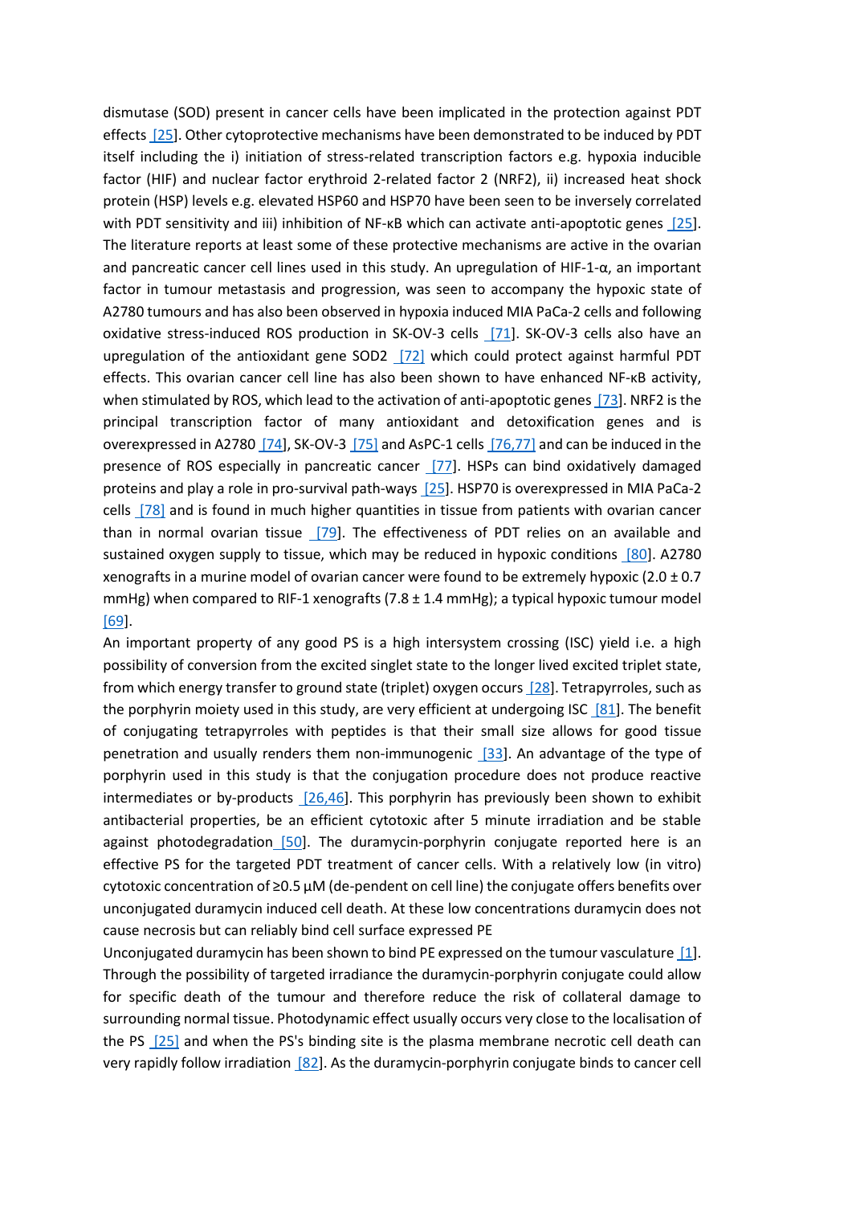dismutase (SOD) present in cancer cells have been implicated in the protection against PDT effects [25]. Other cytoprotective mechanisms have been demonstrated to be induced by PDT itself including the i) initiation of stress-related transcription factors e.g. hypoxia inducible factor (HIF) and nuclear factor erythroid 2-related factor 2 (NRF2), ii) increased heat shock protein (HSP) levels e.g. elevated HSP60 and HSP70 have been seen to be inversely correlated with PDT sensitivity and iii) inhibition of NF-κB which can activate anti-apoptotic genes [25]. The literature reports at least some of these protective mechanisms are active in the ovarian and pancreatic cancer cell lines used in this study. An upregulation of HIF-1-α, an important factor in tumour metastasis and progression, was seen to accompany the hypoxic state of A2780 tumours and has also been observed in hypoxia induced MIA PaCa-2 cells and following oxidative stress-induced ROS production in SK-OV-3 cells [71]. SK-OV-3 cells also have an upregulation of the antioxidant gene SOD2 [72] which could protect against harmful PDT effects. This ovarian cancer cell line has also been shown to have enhanced NF-κB activity, when stimulated by ROS, which lead to the activation of anti-apoptotic genes [73]. NRF2 is the principal transcription factor of many antioxidant and detoxification genes and is overexpressed in A2780 [74], SK-OV-3 [75] and AsPC-1 cells [76,77] and can be induced in the presence of ROS especially in pancreatic cancer [77]. HSPs can bind oxidatively damaged proteins and play a role in pro-survival path-ways [25]. HSP70 is overexpressed in MIA PaCa-2 cells [78] and is found in much higher quantities in tissue from patients with ovarian cancer than in normal ovarian tissue [79]. The effectiveness of PDT relies on an available and sustained oxygen supply to tissue, which may be reduced in hypoxic conditions [80]. A2780 xenografts in a murine model of ovarian cancer were found to be extremely hypoxic (2.0 ± 0.7 mmHg) when compared to RIF-1 xenografts (7.8 ± 1.4 mmHg); a typical hypoxic tumour model [69].

An important property of any good PS is a high intersystem crossing (ISC) yield i.e. a high possibility of conversion from the excited singlet state to the longer lived excited triplet state, from which energy transfer to ground state (triplet) oxygen occurs [28]. Tetrapyrroles, such as the porphyrin moiety used in this study, are very efficient at undergoing ISC [81]. The benefit of conjugating tetrapyrroles with peptides is that their small size allows for good tissue penetration and usually renders them non-immunogenic [33]. An advantage of the type of porphyrin used in this study is that the conjugation procedure does not produce reactive intermediates or by-products [26,46]. This porphyrin has previously been shown to exhibit antibacterial properties, be an efficient cytotoxic after 5 minute irradiation and be stable against photodegradation [50]. The duramycin-porphyrin conjugate reported here is an effective PS for the targeted PDT treatment of cancer cells. With a relatively low (in vitro) cytotoxic concentration of ≥0.5 µM (de-pendent on cell line) the conjugate offers benefits over unconjugated duramycin induced cell death. At these low concentrations duramycin does not cause necrosis but can reliably bind cell surface expressed PE

Unconjugated duramycin has been shown to bind PE expressed on the tumour vasculature [1]. Through the possibility of targeted irradiance the duramycin-porphyrin conjugate could allow for specific death of the tumour and therefore reduce the risk of collateral damage to surrounding normal tissue. Photodynamic effect usually occurs very close to the localisation of the PS [25] and when the PS's binding site is the plasma membrane necrotic cell death can very rapidly follow irradiation [82]. As the duramycin-porphyrin conjugate binds to cancer cell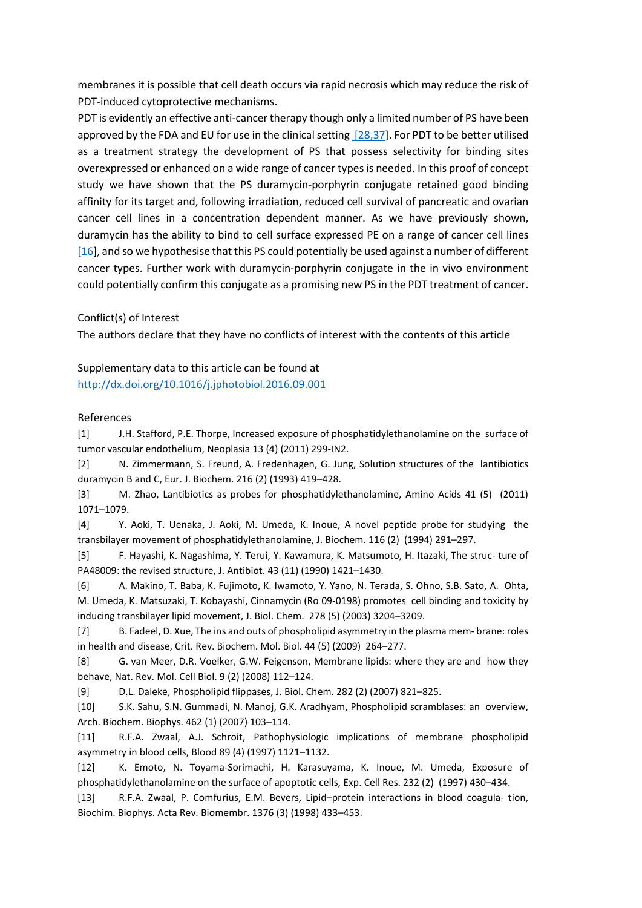membranes it is possible that cell death occurs via rapid necrosis which may reduce the risk of PDT-induced cytoprotective mechanisms.

PDT is evidently an effective anti-cancer therapy though only a limited number of PS have been approved by the FDA and EU for use in the clinical setting [28,37]. For PDT to be better utilised as a treatment strategy the development of PS that possess selectivity for binding sites overexpressed or enhanced on a wide range of cancer types is needed. In this proof of concept study we have shown that the PS duramycin-porphyrin conjugate retained good binding affinity for its target and, following irradiation, reduced cell survival of pancreatic and ovarian cancer cell lines in a concentration dependent manner. As we have previously shown, duramycin has the ability to bind to cell surface expressed PE on a range of cancer cell lines [16], and so we hypothesise that this PS could potentially be used against a number of different cancer types. Further work with duramycin-porphyrin conjugate in the in vivo environment could potentially confirm this conjugate as a promising new PS in the PDT treatment of cancer.

Conflict(s) of Interest

The authors declare that they have no conflicts of interest with the contents of this article

Supplementary data to this article can be found at
http://dx.doi.org/10.1016/j.jphotobiol.2016.09.001

References

[1] J.H. Stafford, P.E. Thorpe, Increased exposure of phosphatidylethanolamine on the surface of tumor vascular endothelium, Neoplasia 13 (4) (2011) 299-IN2.

[2] N. Zimmermann, S. Freund, A. Fredenhagen, G. Jung, Solution structures of the lantibiotics duramycin B and C, Eur. J. Biochem. 216 (2) (1993) 419–428.

[3] M. Zhao, Lantibiotics as probes for phosphatidylethanolamine, Amino Acids 41 (5) (2011) 1071–1079.

[4] Y. Aoki, T. Uenaka, J. Aoki, M. Umeda, K. Inoue, A novel peptide probe for studying the transbilayer movement of phosphatidylethanolamine, J. Biochem. 116 (2) (1994) 291–297.

[5] F. Hayashi, K. Nagashima, Y. Terui, Y. Kawamura, K. Matsumoto, H. Itazaki, The struc- ture of PA48009: the revised structure, J. Antibiot. 43 (11) (1990) 1421–1430.

[6] A. Makino, T. Baba, K. Fujimoto, K. Iwamoto, Y. Yano, N. Terada, S. Ohno, S.B. Sato, A. Ohta, M. Umeda, K. Matsuzaki, T. Kobayashi, Cinnamycin (Ro 09-0198) promotes cell binding and toxicity by inducing transbilayer lipid movement, J. Biol. Chem. 278 (5) (2003) 3204–3209.

[7] B. Fadeel, D. Xue, The ins and outs of phospholipid asymmetry in the plasma mem- brane: roles in health and disease, Crit. Rev. Biochem. Mol. Biol. 44 (5) (2009) 264–277.

[8] G. van Meer, D.R. Voelker, G.W. Feigenson, Membrane lipids: where they are and how they behave, Nat. Rev. Mol. Cell Biol. 9 (2) (2008) 112–124.

[9] D.L. Daleke, Phospholipid flippases, J. Biol. Chem. 282 (2) (2007) 821–825.

[10] S.K. Sahu, S.N. Gummadi, N. Manoj, G.K. Aradhyam, Phospholipid scramblases: an overview, Arch. Biochem. Biophys. 462 (1) (2007) 103–114.

[11] R.F.A. Zwaal, A.J. Schroit, Pathophysiologic implications of membrane phospholipid asymmetry in blood cells, Blood 89 (4) (1997) 1121–1132.

[12] K. Emoto, N. Toyama-Sorimachi, H. Karasuyama, K. Inoue, M. Umeda, Exposure of phosphatidylethanolamine on the surface of apoptotic cells, Exp. Cell Res. 232 (2) (1997) 430–434.

[13] R.F.A. Zwaal, P. Comfurius, E.M. Bevers, Lipid–protein interactions in blood coagula- tion, Biochim. Biophys. Acta Rev. Biomembr. 1376 (3) (1998) 433–453.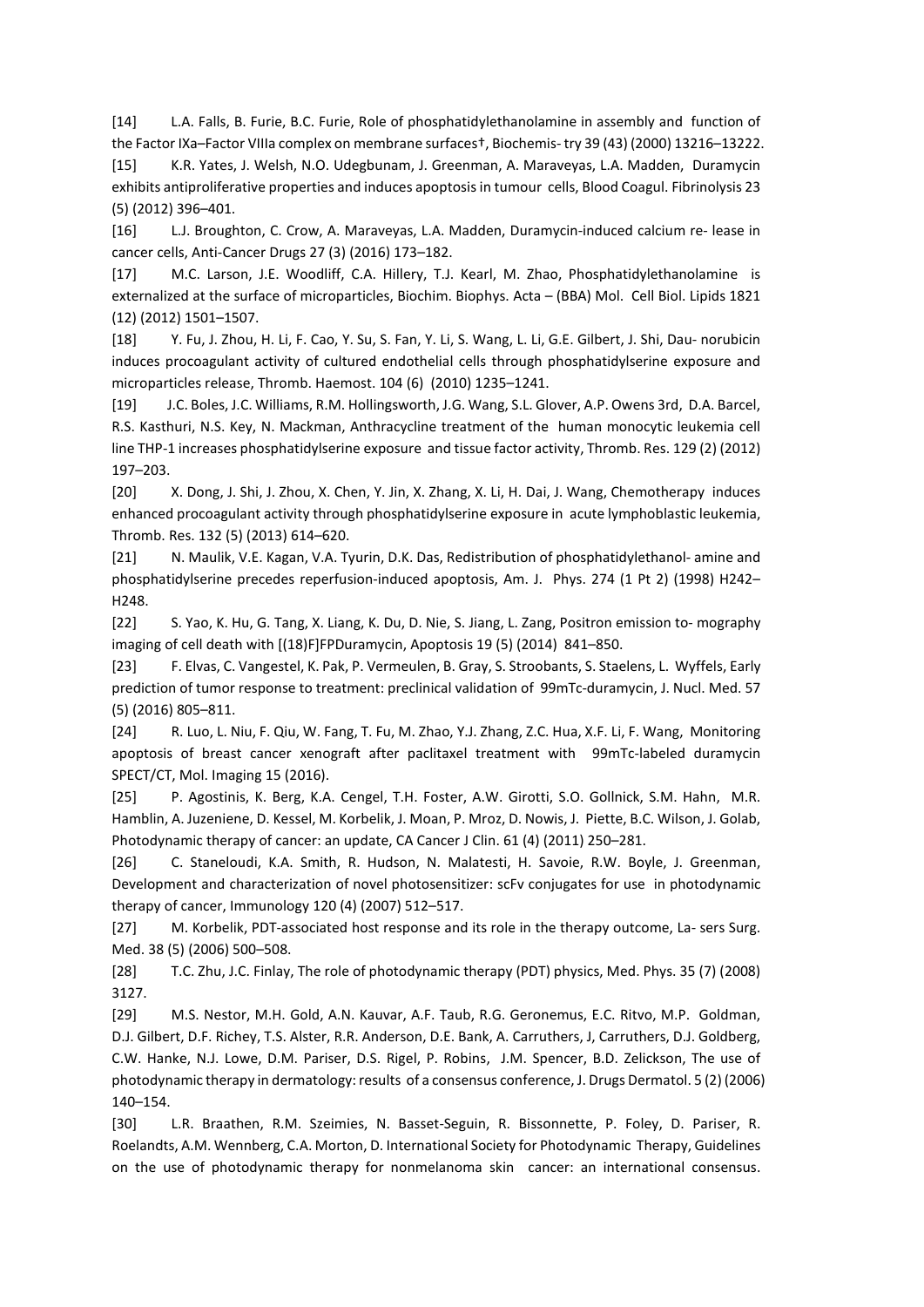[14] L.A. Falls, B. Furie, B.C. Furie, Role of phosphatidylethanolamine in assembly and function of the Factor IXa–Factor VIIIa complex on membrane surfaces†, Biochemis- try 39 (43) (2000) 13216–13222.

[15] K.R. Yates, J. Welsh, N.O. Udegbunam, J. Greenman, A. Maraveyas, L.A. Madden, Duramycin exhibits antiproliferative properties and induces apoptosis in tumour cells, Blood Coagul. Fibrinolysis 23 (5) (2012) 396–401.

[16] L.J. Broughton, C. Crow, A. Maraveyas, L.A. Madden, Duramycin-induced calcium re- lease in cancer cells, Anti-Cancer Drugs 27 (3) (2016) 173–182.

[17] M.C. Larson, J.E. Woodliff, C.A. Hillery, T.J. Kearl, M. Zhao, Phosphatidylethanolamine is externalized at the surface of microparticles, Biochim. Biophys. Acta – (BBA) Mol. Cell Biol. Lipids 1821 (12) (2012) 1501–1507.

[18] Y. Fu, J. Zhou, H. Li, F. Cao, Y. Su, S. Fan, Y. Li, S. Wang, L. Li, G.E. Gilbert, J. Shi, Dau- norubicin induces procoagulant activity of cultured endothelial cells through phosphatidylserine exposure and microparticles release, Thromb. Haemost. 104 (6) (2010) 1235–1241.

[19] J.C. Boles, J.C. Williams, R.M. Hollingsworth, J.G. Wang, S.L. Glover, A.P. Owens 3rd, D.A. Barcel, R.S. Kasthuri, N.S. Key, N. Mackman, Anthracycline treatment of the human monocytic leukemia cell line THP-1 increases phosphatidylserine exposure and tissue factor activity, Thromb. Res. 129 (2) (2012) 197–203.

[20] X. Dong, J. Shi, J. Zhou, X. Chen, Y. Jin, X. Zhang, X. Li, H. Dai, J. Wang, Chemotherapy induces enhanced procoagulant activity through phosphatidylserine exposure in acute lymphoblastic leukemia, Thromb. Res. 132 (5) (2013) 614–620.

[21] N. Maulik, V.E. Kagan, V.A. Tyurin, D.K. Das, Redistribution of phosphatidylethanol- amine and phosphatidylserine precedes reperfusion-induced apoptosis, Am. J. Phys. 274 (1 Pt 2) (1998) H242–H248.

[22] S. Yao, K. Hu, G. Tang, X. Liang, K. Du, D. Nie, S. Jiang, L. Zang, Positron emission to- mography imaging of cell death with [(18)F]FPDuramycin, Apoptosis 19 (5) (2014) 841–850.

[23] F. Elvas, C. Vangestel, K. Pak, P. Vermeulen, B. Gray, S. Stroobants, S. Staelens, L. Wyffels, Early prediction of tumor response to treatment: preclinical validation of 99mTc-duramycin, J. Nucl. Med. 57 (5) (2016) 805–811.

[24] R. Luo, L. Niu, F. Qiu, W. Fang, T. Fu, M. Zhao, Y.J. Zhang, Z.C. Hua, X.F. Li, F. Wang, Monitoring apoptosis of breast cancer xenograft after paclitaxel treatment with 99mTc-labeled duramycin SPECT/CT, Mol. Imaging 15 (2016).

[25] P. Agostinis, K. Berg, K.A. Cengel, T.H. Foster, A.W. Girotti, S.O. Gollnick, S.M. Hahn, M.R. Hamblin, A. Juzeniene, D. Kessel, M. Korbelik, J. Moan, P. Mroz, D. Nowis, J. Piette, B.C. Wilson, J. Golab, Photodynamic therapy of cancer: an update, CA Cancer J Clin. 61 (4) (2011) 250–281.

[26] C. Staneloudi, K.A. Smith, R. Hudson, N. Malatesti, H. Savoie, R.W. Boyle, J. Greenman, Development and characterization of novel photosensitizer: scFv conjugates for use in photodynamic therapy of cancer, Immunology 120 (4) (2007) 512–517.

[27] M. Korbelik, PDT-associated host response and its role in the therapy outcome, La- sers Surg. Med. 38 (5) (2006) 500–508.

[28] T.C. Zhu, J.C. Finlay, The role of photodynamic therapy (PDT) physics, Med. Phys. 35 (7) (2008) 3127.

[29] M.S. Nestor, M.H. Gold, A.N. Kauvar, A.F. Taub, R.G. Geronemus, E.C. Ritvo, M.P. Goldman, D.J. Gilbert, D.F. Richey, T.S. Alster, R.R. Anderson, D.E. Bank, A. Carruthers, J, Carruthers, D.J. Goldberg, C.W. Hanke, N.J. Lowe, D.M. Pariser, D.S. Rigel, P. Robins, J.M. Spencer, B.D. Zelickson, The use of photodynamic therapy in dermatology: results of a consensus conference, J. Drugs Dermatol. 5 (2) (2006) 140–154.

[30] L.R. Braathen, R.M. Szeimies, N. Basset-Seguin, R. Bissonnette, P. Foley, D. Pariser, R. Roelandts, A.M. Wennberg, C.A. Morton, D. International Society for Photodynamic Therapy, Guidelines on the use of photodynamic therapy for nonmelanoma skin cancer: an international consensus.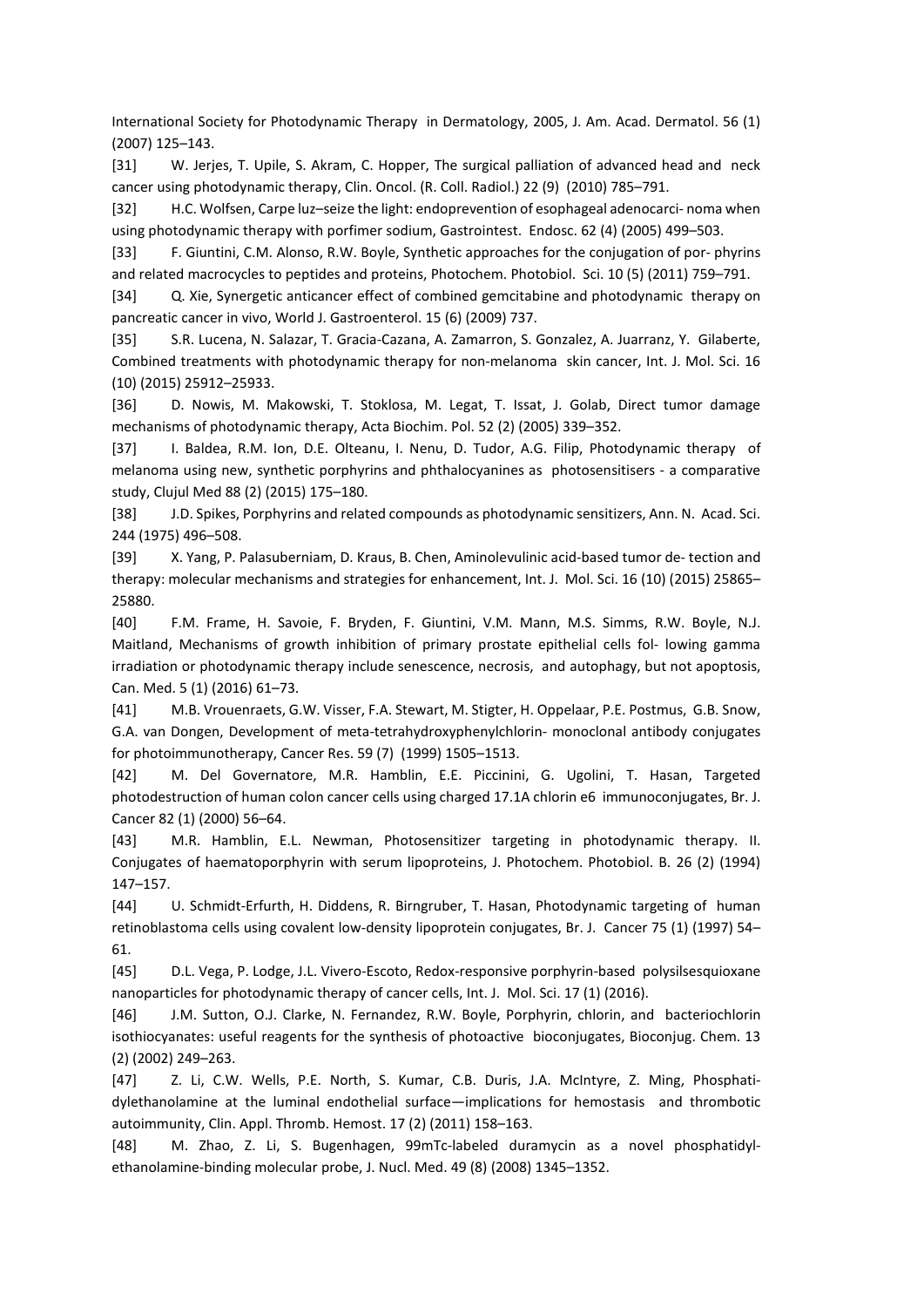International Society for Photodynamic Therapy in Dermatology, 2005, J. Am. Acad. Dermatol. 56 (1) (2007) 125–143.

[31] W. Jerjes, T. Upile, S. Akram, C. Hopper, The surgical palliation of advanced head and neck cancer using photodynamic therapy, Clin. Oncol. (R. Coll. Radiol.) 22 (9) (2010) 785–791.

[32] H.C. Wolfsen, Carpe luz–seize the light: endoprevention of esophageal adenocarci- noma when using photodynamic therapy with porfimer sodium, Gastrointest. Endosc. 62 (4) (2005) 499–503.

[33] F. Giuntini, C.M. Alonso, R.W. Boyle, Synthetic approaches for the conjugation of por- phyrins and related macrocycles to peptides and proteins, Photochem. Photobiol. Sci. 10 (5) (2011) 759–791.

[34] Q. Xie, Synergetic anticancer effect of combined gemcitabine and photodynamic therapy on pancreatic cancer in vivo, World J. Gastroenterol. 15 (6) (2009) 737.

[35] S.R. Lucena, N. Salazar, T. Gracia-Cazana, A. Zamarron, S. Gonzalez, A. Juarranz, Y. Gilaberte, Combined treatments with photodynamic therapy for non-melanoma skin cancer, Int. J. Mol. Sci. 16 (10) (2015) 25912–25933.

[36] D. Nowis, M. Makowski, T. Stoklosa, M. Legat, T. Issat, J. Golab, Direct tumor damage mechanisms of photodynamic therapy, Acta Biochim. Pol. 52 (2) (2005) 339–352.

[37] I. Baldea, R.M. Ion, D.E. Olteanu, I. Nenu, D. Tudor, A.G. Filip, Photodynamic therapy of melanoma using new, synthetic porphyrins and phthalocyanines as photosensitisers - a comparative study, Clujul Med 88 (2) (2015) 175–180.

[38] J.D. Spikes, Porphyrins and related compounds as photodynamic sensitizers, Ann. N. Acad. Sci. 244 (1975) 496–508.

[39] X. Yang, P. Palasuberniam, D. Kraus, B. Chen, Aminolevulinic acid-based tumor de- tection and therapy: molecular mechanisms and strategies for enhancement, Int. J. Mol. Sci. 16 (10) (2015) 25865–25880.

[40] F.M. Frame, H. Savoie, F. Bryden, F. Giuntini, V.M. Mann, M.S. Simms, R.W. Boyle, N.J. Maitland, Mechanisms of growth inhibition of primary prostate epithelial cells fol- lowing gamma irradiation or photodynamic therapy include senescence, necrosis, and autophagy, but not apoptosis, Can. Med. 5 (1) (2016) 61–73.

[41] M.B. Vrouenraets, G.W. Visser, F.A. Stewart, M. Stigter, H. Oppelaar, P.E. Postmus, G.B. Snow, G.A. van Dongen, Development of meta-tetrahydroxyphenylchlorin- monoclonal antibody conjugates for photoimmunotherapy, Cancer Res. 59 (7) (1999) 1505–1513.

[42] M. Del Governatore, M.R. Hamblin, E.E. Piccinini, G. Ugolini, T. Hasan, Targeted photodestruction of human colon cancer cells using charged 17.1A chlorin e6 immunoconjugates, Br. J. Cancer 82 (1) (2000) 56–64.

[43] M.R. Hamblin, E.L. Newman, Photosensitizer targeting in photodynamic therapy. II. Conjugates of haematoporphyrin with serum lipoproteins, J. Photochem. Photobiol. B. 26 (2) (1994) 147–157.

[44] U. Schmidt-Erfurth, H. Diddens, R. Birngruber, T. Hasan, Photodynamic targeting of human retinoblastoma cells using covalent low-density lipoprotein conjugates, Br. J. Cancer 75 (1) (1997) 54–61.

[45] D.L. Vega, P. Lodge, J.L. Vivero-Escoto, Redox-responsive porphyrin-based polysilsesquioxane nanoparticles for photodynamic therapy of cancer cells, Int. J. Mol. Sci. 17 (1) (2016).

[46] J.M. Sutton, O.J. Clarke, N. Fernandez, R.W. Boyle, Porphyrin, chlorin, and bacteriochlorin isothiocyanates: useful reagents for the synthesis of photoactive bioconjugates, Bioconjug. Chem. 13 (2) (2002) 249–263.

[47] Z. Li, C.W. Wells, P.E. North, S. Kumar, C.B. Duris, J.A. McIntyre, Z. Ming, Phosphatidylethanolamine at the luminal endothelial surface—implications for hemostasis and thrombotic autoimmunity, Clin. Appl. Thromb. Hemost. 17 (2) (2011) 158–163.

[48] M. Zhao, Z. Li, S. Bugenhagen, 99mTc-labeled duramycin as a novel phosphatidyl-ethanolamine-binding molecular probe, J. Nucl. Med. 49 (8) (2008) 1345–1352.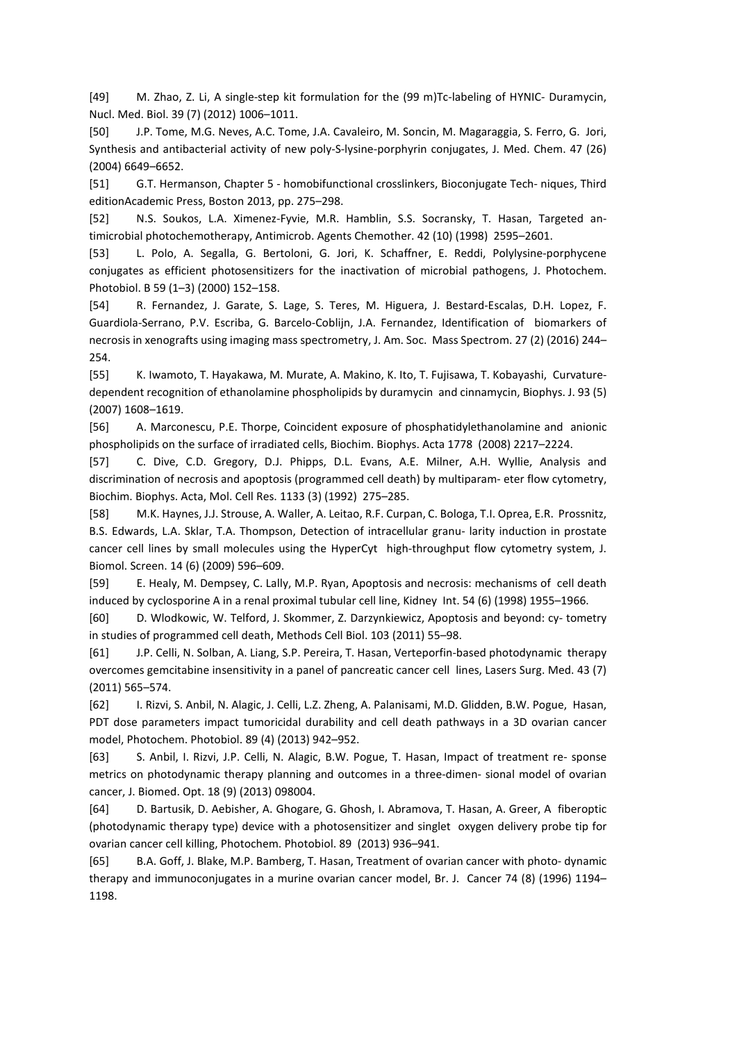[49] M. Zhao, Z. Li, A single-step kit formulation for the (99 m)Tc-labeling of HYNIC- Duramycin, Nucl. Med. Biol. 39 (7) (2012) 1006–1011.

[50] J.P. Tome, M.G. Neves, A.C. Tome, J.A. Cavaleiro, M. Soncin, M. Magaraggia, S. Ferro, G. Jori, Synthesis and antibacterial activity of new poly-S-lysine-porphyrin conjugates, J. Med. Chem. 47 (26) (2004) 6649–6652.

[51] G.T. Hermanson, Chapter 5 - homobifunctional crosslinkers, Bioconjugate Tech- niques, Third editionAcademic Press, Boston 2013, pp. 275–298.

[52] N.S. Soukos, L.A. Ximenez-Fyvie, M.R. Hamblin, S.S. Socransky, T. Hasan, Targeted an- timicrobial photochemotherapy, Antimicrob. Agents Chemother. 42 (10) (1998) 2595–2601.

[53] L. Polo, A. Segalla, G. Bertoloni, G. Jori, K. Schaffner, E. Reddi, Polylysine-porphycene conjugates as efficient photosensitizers for the inactivation of microbial pathogens, J. Photochem. Photobiol. B 59 (1–3) (2000) 152–158.

[54] R. Fernandez, J. Garate, S. Lage, S. Teres, M. Higuera, J. Bestard-Escalas, D.H. Lopez, F. Guardiola-Serrano, P.V. Escriba, G. Barcelo-Coblijn, J.A. Fernandez, Identification of biomarkers of necrosis in xenografts using imaging mass spectrometry, J. Am. Soc. Mass Spectrom. 27 (2) (2016) 244–254.

[55] K. Iwamoto, T. Hayakawa, M. Murate, A. Makino, K. Ito, T. Fujisawa, T. Kobayashi, Curvature-dependent recognition of ethanolamine phospholipids by duramycin and cinnamycin, Biophys. J. 93 (5) (2007) 1608–1619.

[56] A. Marconescu, P.E. Thorpe, Coincident exposure of phosphatidylethanolamine and anionic phospholipids on the surface of irradiated cells, Biochim. Biophys. Acta 1778 (2008) 2217–2224.

[57] C. Dive, C.D. Gregory, D.J. Phipps, D.L. Evans, A.E. Milner, A.H. Wyllie, Analysis and discrimination of necrosis and apoptosis (programmed cell death) by multiparam- eter flow cytometry, Biochim. Biophys. Acta, Mol. Cell Res. 1133 (3) (1992) 275–285.

[58] M.K. Haynes, J.J. Strouse, A. Waller, A. Leitao, R.F. Curpan, C. Bologa, T.I. Oprea, E.R. Prossnitz, B.S. Edwards, L.A. Sklar, T.A. Thompson, Detection of intracellular granu- larity induction in prostate cancer cell lines by small molecules using the HyperCyt high-throughput flow cytometry system, J. Biomol. Screen. 14 (6) (2009) 596–609.

[59] E. Healy, M. Dempsey, C. Lally, M.P. Ryan, Apoptosis and necrosis: mechanisms of cell death induced by cyclosporine A in a renal proximal tubular cell line, Kidney Int. 54 (6) (1998) 1955–1966.

[60] D. Wlodkowic, W. Telford, J. Skommer, Z. Darzynkiewicz, Apoptosis and beyond: cy- tometry in studies of programmed cell death, Methods Cell Biol. 103 (2011) 55–98.

[61] J.P. Celli, N. Solban, A. Liang, S.P. Pereira, T. Hasan, Verteporfin-based photodynamic therapy overcomes gemcitabine insensitivity in a panel of pancreatic cancer cell lines, Lasers Surg. Med. 43 (7) (2011) 565–574.

[62] I. Rizvi, S. Anbil, N. Alagic, J. Celli, L.Z. Zheng, A. Palanisami, M.D. Glidden, B.W. Pogue, Hasan, PDT dose parameters impact tumoricidal durability and cell death pathways in a 3D ovarian cancer model, Photochem. Photobiol. 89 (4) (2013) 942–952.

[63] S. Anbil, I. Rizvi, J.P. Celli, N. Alagic, B.W. Pogue, T. Hasan, Impact of treatment re- sponse metrics on photodynamic therapy planning and outcomes in a three-dimen- sional model of ovarian cancer, J. Biomed. Opt. 18 (9) (2013) 098004.

[64] D. Bartusik, D. Aebisher, A. Ghogare, G. Ghosh, I. Abramova, T. Hasan, A. Greer, A fiberoptic (photodynamic therapy type) device with a photosensitizer and singlet oxygen delivery probe tip for ovarian cancer cell killing, Photochem. Photobiol. 89 (2013) 936–941.

[65] B.A. Goff, J. Blake, M.P. Bamberg, T. Hasan, Treatment of ovarian cancer with photo- dynamic therapy and immunoconjugates in a murine ovarian cancer model, Br. J. Cancer 74 (8) (1996) 1194–1198.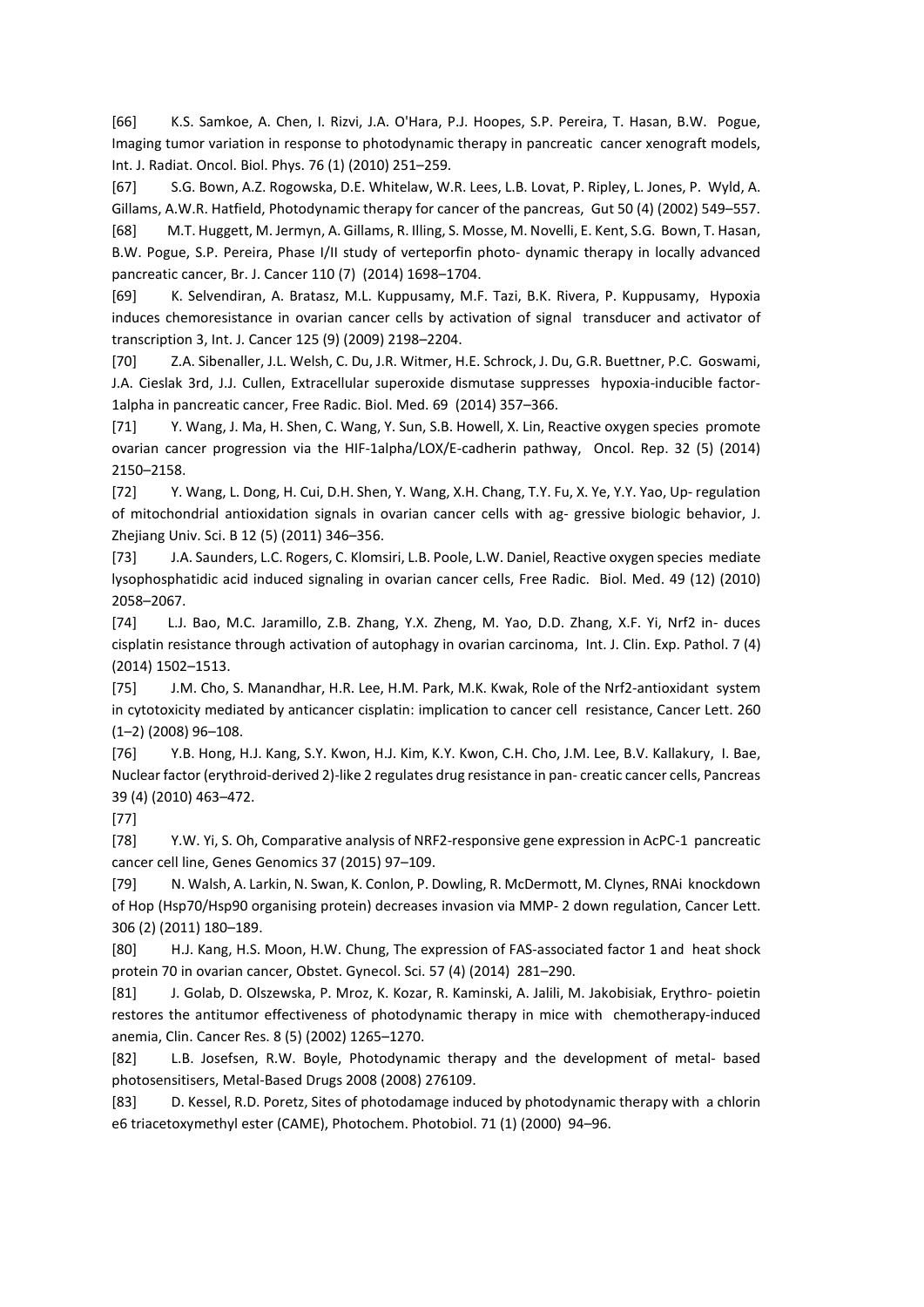[66] K.S. Samkoe, A. Chen, I. Rizvi, J.A. O'Hara, P.J. Hoopes, S.P. Pereira, T. Hasan, B.W. Pogue, Imaging tumor variation in response to photodynamic therapy in pancreatic cancer xenograft models, Int. J. Radiat. Oncol. Biol. Phys. 76 (1) (2010) 251–259.

[67] S.G. Bown, A.Z. Rogowska, D.E. Whitelaw, W.R. Lees, L.B. Lovat, P. Ripley, L. Jones, P. Wyld, A. Gillams, A.W.R. Hatfield, Photodynamic therapy for cancer of the pancreas, Gut 50 (4) (2002) 549–557.

[68] M.T. Huggett, M. Jermyn, A. Gillams, R. Illing, S. Mosse, M. Novelli, E. Kent, S.G. Bown, T. Hasan, B.W. Pogue, S.P. Pereira, Phase I/II study of verteporfin photo- dynamic therapy in locally advanced pancreatic cancer, Br. J. Cancer 110 (7) (2014) 1698–1704.

[69] K. Selvendiran, A. Bratasz, M.L. Kuppusamy, M.F. Tazi, B.K. Rivera, P. Kuppusamy, Hypoxia induces chemoresistance in ovarian cancer cells by activation of signal transducer and activator of transcription 3, Int. J. Cancer 125 (9) (2009) 2198–2204.

[70] Z.A. Sibenaller, J.L. Welsh, C. Du, J.R. Witmer, H.E. Schrock, J. Du, G.R. Buettner, P.C. Goswami, J.A. Cieslak 3rd, J.J. Cullen, Extracellular superoxide dismutase suppresses hypoxia-inducible factor-1alpha in pancreatic cancer, Free Radic. Biol. Med. 69 (2014) 357–366.

[71] Y. Wang, J. Ma, H. Shen, C. Wang, Y. Sun, S.B. Howell, X. Lin, Reactive oxygen species promote ovarian cancer progression via the HIF-1alpha/LOX/E-cadherin pathway, Oncol. Rep. 32 (5) (2014) 2150–2158.

[72] Y. Wang, L. Dong, H. Cui, D.H. Shen, Y. Wang, X.H. Chang, T.Y. Fu, X. Ye, Y.Y. Yao, Up- regulation of mitochondrial antioxidation signals in ovarian cancer cells with ag- gressive biologic behavior, J. Zhejiang Univ. Sci. B 12 (5) (2011) 346–356.

[73] J.A. Saunders, L.C. Rogers, C. Klomsiri, L.B. Poole, L.W. Daniel, Reactive oxygen species mediate lysophosphatidic acid induced signaling in ovarian cancer cells, Free Radic. Biol. Med. 49 (12) (2010) 2058–2067.

[74] L.J. Bao, M.C. Jaramillo, Z.B. Zhang, Y.X. Zheng, M. Yao, D.D. Zhang, X.F. Yi, Nrf2 in- duces cisplatin resistance through activation of autophagy in ovarian carcinoma, Int. J. Clin. Exp. Pathol. 7 (4) (2014) 1502–1513.

[75] J.M. Cho, S. Manandhar, H.R. Lee, H.M. Park, M.K. Kwak, Role of the Nrf2-antioxidant system in cytotoxicity mediated by anticancer cisplatin: implication to cancer cell resistance, Cancer Lett. 260 (1–2) (2008) 96–108.

[76] Y.B. Hong, H.J. Kang, S.Y. Kwon, H.J. Kim, K.Y. Kwon, C.H. Cho, J.M. Lee, B.V. Kallakury, I. Bae, Nuclear factor (erythroid-derived 2)-like 2 regulates drug resistance in pan- creatic cancer cells, Pancreas 39 (4) (2010) 463–472.

[77]

[78] Y.W. Yi, S. Oh, Comparative analysis of NRF2-responsive gene expression in AcPC-1 pancreatic cancer cell line, Genes Genomics 37 (2015) 97–109.

[79] N. Walsh, A. Larkin, N. Swan, K. Conlon, P. Dowling, R. McDermott, M. Clynes, RNAi knockdown of Hop (Hsp70/Hsp90 organising protein) decreases invasion via MMP- 2 down regulation, Cancer Lett. 306 (2) (2011) 180–189.

[80] H.J. Kang, H.S. Moon, H.W. Chung, The expression of FAS-associated factor 1 and heat shock protein 70 in ovarian cancer, Obstet. Gynecol. Sci. 57 (4) (2014) 281–290.

[81] J. Golab, D. Olszewska, P. Mroz, K. Kozar, R. Kaminski, A. Jalili, M. Jakobisiak, Erythro- poietin restores the antitumor effectiveness of photodynamic therapy in mice with chemotherapy-induced anemia, Clin. Cancer Res. 8 (5) (2002) 1265–1270.

[82] L.B. Josefsen, R.W. Boyle, Photodynamic therapy and the development of metal- based photosensitisers, Metal-Based Drugs 2008 (2008) 276109.

[83] D. Kessel, R.D. Poretz, Sites of photodamage induced by photodynamic therapy with a chlorin e6 triacetoxymethyl ester (CAME), Photochem. Photobiol. 71 (1) (2000) 94–96.